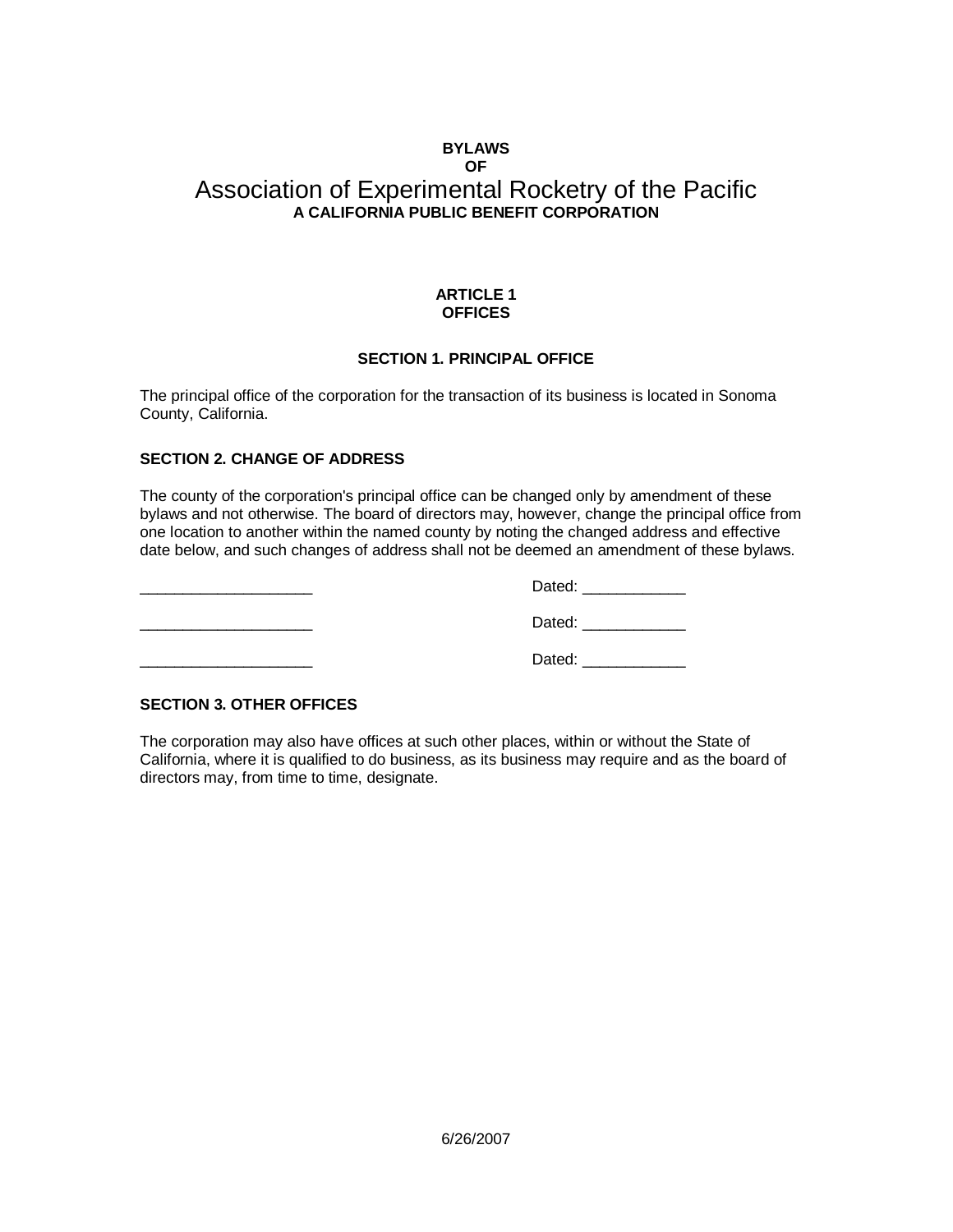**BYLAWS**
**OF**

# Association of Experimental Rocketry of the Pacific

**A CALIFORNIA PUBLIC BENEFIT CORPORATION**

## ARTICLE 1
## OFFICES

### SECTION 1. PRINCIPAL OFFICE

The principal office of the corporation for the transaction of its business is located in Sonoma County, California.

### SECTION 2. CHANGE OF ADDRESS

The county of the corporation's principal office can be changed only by amendment of these bylaws and not otherwise. The board of directors may, however, change the principal office from one location to another within the named county by noting the changed address and effective date below, and such changes of address shall not be deemed an amendment of these bylaws.

____________________ Dated: ____________

____________________ Dated: ____________

____________________ Dated: ____________

### SECTION 3. OTHER OFFICES

The corporation may also have offices at such other places, within or without the State of California, where it is qualified to do business, as its business may require and as the board of directors may, from time to time, designate.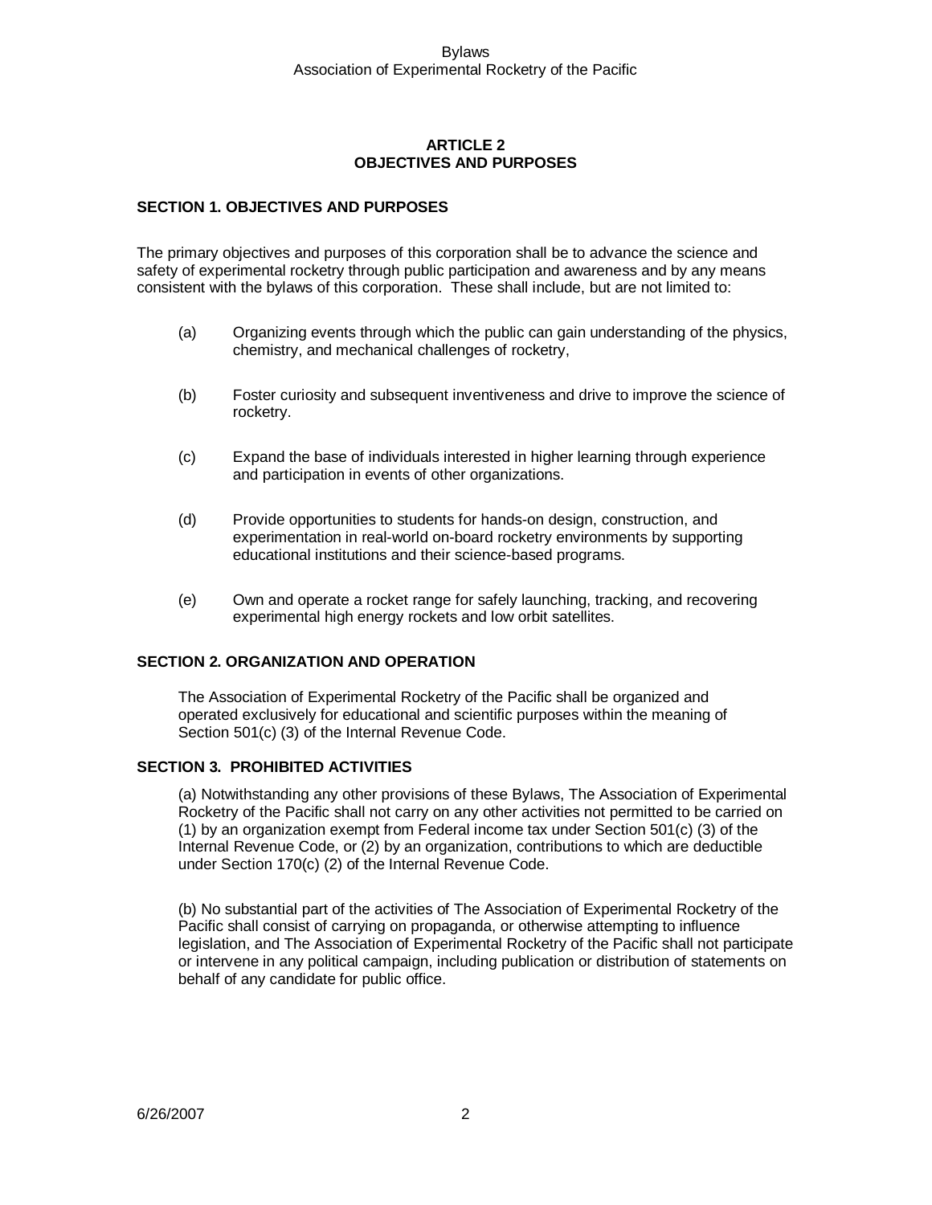## ARTICLE 2
## OBJECTIVES AND PURPOSES

### SECTION 1. OBJECTIVES AND PURPOSES

The primary objectives and purposes of this corporation shall be to advance the science and safety of experimental rocketry through public participation and awareness and by any means consistent with the bylaws of this corporation. These shall include, but are not limited to:

(a) Organizing events through which the public can gain understanding of the physics, chemistry, and mechanical challenges of rocketry,

(b) Foster curiosity and subsequent inventiveness and drive to improve the science of rocketry.

(c) Expand the base of individuals interested in higher learning through experience and participation in events of other organizations.

(d) Provide opportunities to students for hands-on design, construction, and experimentation in real-world on-board rocketry environments by supporting educational institutions and their science-based programs.

(e) Own and operate a rocket range for safely launching, tracking, and recovering experimental high energy rockets and low orbit satellites.

### SECTION 2. ORGANIZATION AND OPERATION

The Association of Experimental Rocketry of the Pacific shall be organized and operated exclusively for educational and scientific purposes within the meaning of Section 501(c) (3) of the Internal Revenue Code.

### SECTION 3. PROHIBITED ACTIVITIES

(a) Notwithstanding any other provisions of these Bylaws, The Association of Experimental Rocketry of the Pacific shall not carry on any other activities not permitted to be carried on (1) by an organization exempt from Federal income tax under Section 501(c) (3) of the Internal Revenue Code, or (2) by an organization, contributions to which are deductible under Section 170(c) (2) of the Internal Revenue Code.

(b) No substantial part of the activities of The Association of Experimental Rocketry of the Pacific shall consist of carrying on propaganda, or otherwise attempting to influence legislation, and The Association of Experimental Rocketry of the Pacific shall not participate or intervene in any political campaign, including publication or distribution of statements on behalf of any candidate for public office.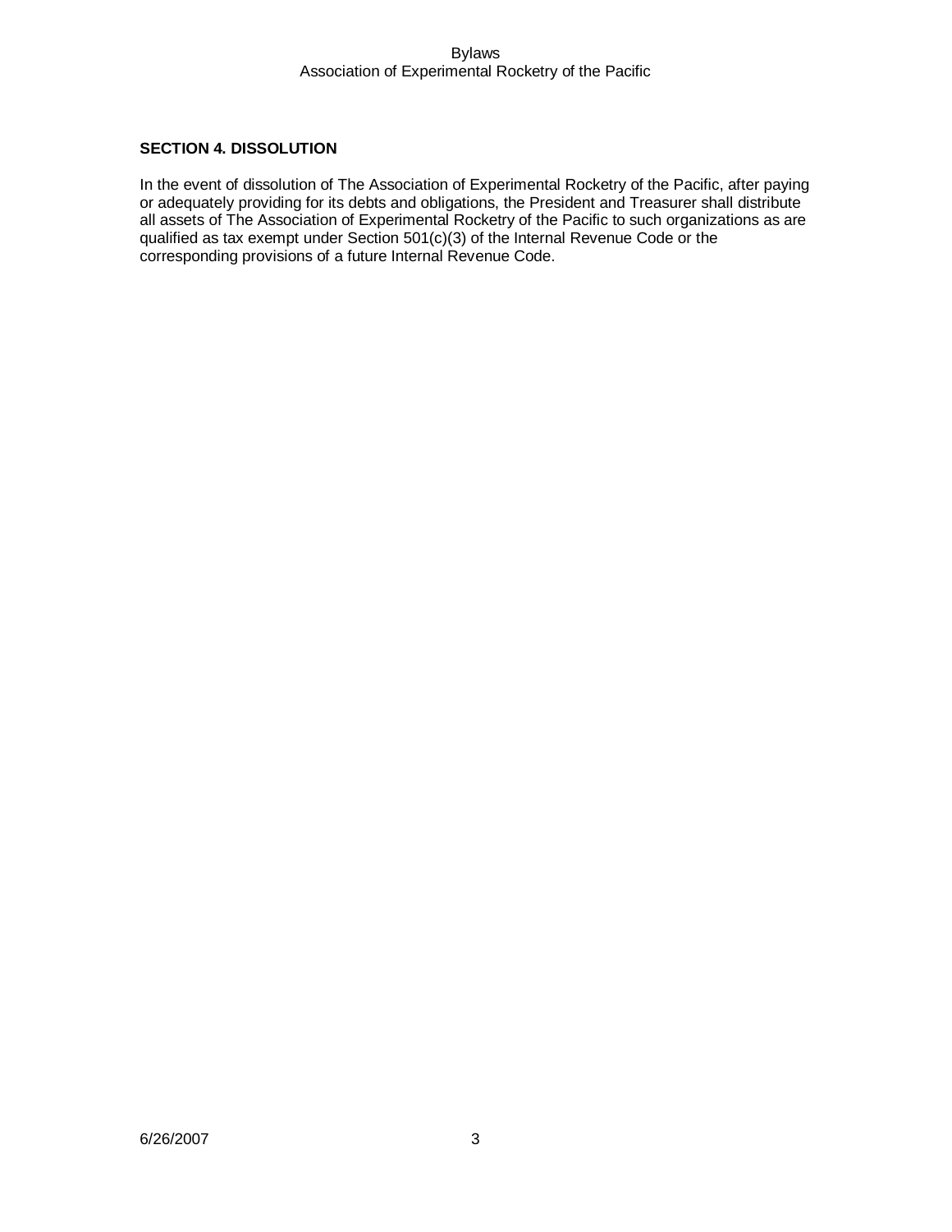## SECTION 4. DISSOLUTION

In the event of dissolution of The Association of Experimental Rocketry of the Pacific, after paying or adequately providing for its debts and obligations, the President and Treasurer shall distribute all assets of The Association of Experimental Rocketry of the Pacific to such organizations as are qualified as tax exempt under Section 501(c)(3) of the Internal Revenue Code or the corresponding provisions of a future Internal Revenue Code.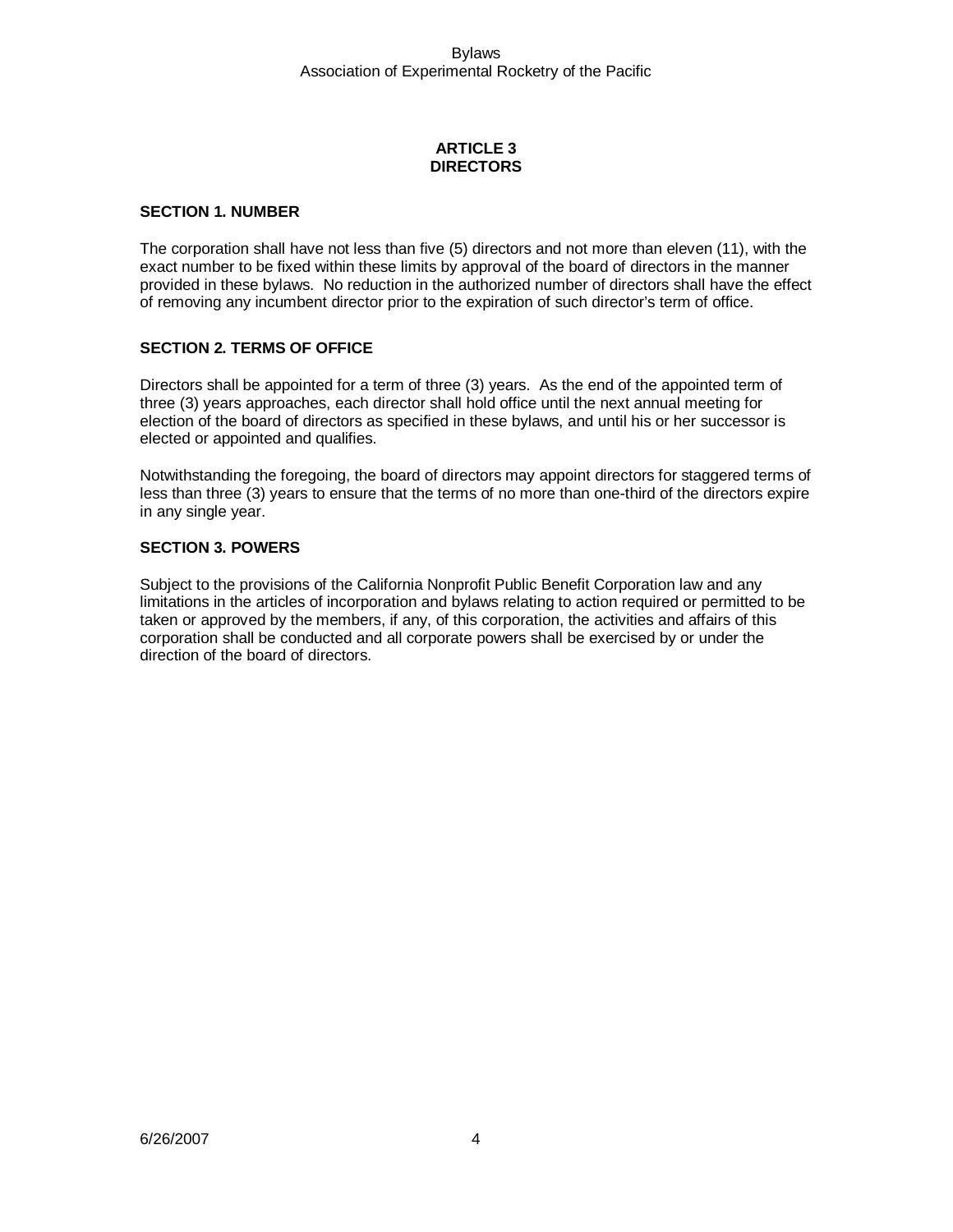# ARTICLE 3
# DIRECTORS

### SECTION 1. NUMBER

The corporation shall have not less than five (5) directors and not more than eleven (11), with the exact number to be fixed within these limits by approval of the board of directors in the manner provided in these bylaws. No reduction in the authorized number of directors shall have the effect of removing any incumbent director prior to the expiration of such director's term of office.

### SECTION 2. TERMS OF OFFICE

Directors shall be appointed for a term of three (3) years. As the end of the appointed term of three (3) years approaches, each director shall hold office until the next annual meeting for election of the board of directors as specified in these bylaws, and until his or her successor is elected or appointed and qualifies.

Notwithstanding the foregoing, the board of directors may appoint directors for staggered terms of less than three (3) years to ensure that the terms of no more than one-third of the directors expire in any single year.

### SECTION 3. POWERS

Subject to the provisions of the California Nonprofit Public Benefit Corporation law and any limitations in the articles of incorporation and bylaws relating to action required or permitted to be taken or approved by the members, if any, of this corporation, the activities and affairs of this corporation shall be conducted and all corporate powers shall be exercised by or under the direction of the board of directors.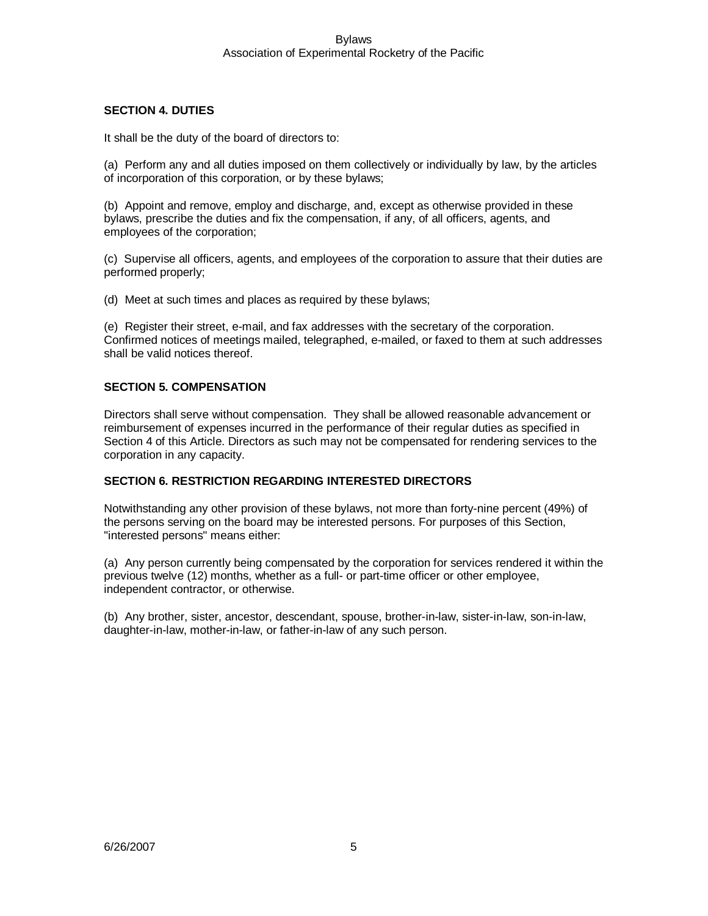### SECTION 4. DUTIES

It shall be the duty of the board of directors to:

(a) Perform any and all duties imposed on them collectively or individually by law, by the articles of incorporation of this corporation, or by these bylaws;

(b) Appoint and remove, employ and discharge, and, except as otherwise provided in these bylaws, prescribe the duties and fix the compensation, if any, of all officers, agents, and employees of the corporation;

(c) Supervise all officers, agents, and employees of the corporation to assure that their duties are performed properly;

(d) Meet at such times and places as required by these bylaws;

(e) Register their street, e-mail, and fax addresses with the secretary of the corporation. Confirmed notices of meetings mailed, telegraphed, e-mailed, or faxed to them at such addresses shall be valid notices thereof.

### SECTION 5. COMPENSATION

Directors shall serve without compensation. They shall be allowed reasonable advancement or reimbursement of expenses incurred in the performance of their regular duties as specified in Section 4 of this Article. Directors as such may not be compensated for rendering services to the corporation in any capacity.

### SECTION 6. RESTRICTION REGARDING INTERESTED DIRECTORS

Notwithstanding any other provision of these bylaws, not more than forty-nine percent (49%) of the persons serving on the board may be interested persons. For purposes of this Section, "interested persons" means either:

(a) Any person currently being compensated by the corporation for services rendered it within the previous twelve (12) months, whether as a full- or part-time officer or other employee, independent contractor, or otherwise.

(b) Any brother, sister, ancestor, descendant, spouse, brother-in-law, sister-in-law, son-in-law, daughter-in-law, mother-in-law, or father-in-law of any such person.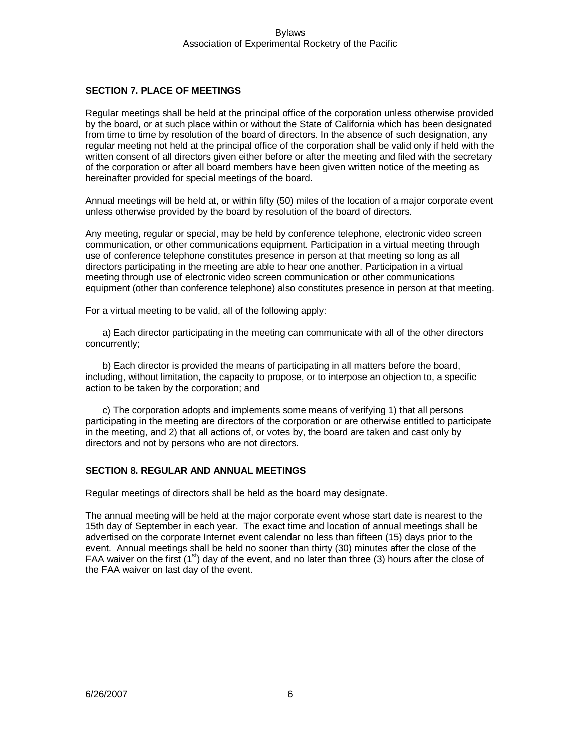### SECTION 7. PLACE OF MEETINGS

Regular meetings shall be held at the principal office of the corporation unless otherwise provided by the board, or at such place within or without the State of California which has been designated from time to time by resolution of the board of directors. In the absence of such designation, any regular meeting not held at the principal office of the corporation shall be valid only if held with the written consent of all directors given either before or after the meeting and filed with the secretary of the corporation or after all board members have been given written notice of the meeting as hereinafter provided for special meetings of the board.

Annual meetings will be held at, or within fifty (50) miles of the location of a major corporate event unless otherwise provided by the board by resolution of the board of directors.

Any meeting, regular or special, may be held by conference telephone, electronic video screen communication, or other communications equipment. Participation in a virtual meeting through use of conference telephone constitutes presence in person at that meeting so long as all directors participating in the meeting are able to hear one another. Participation in a virtual meeting through use of electronic video screen communication or other communications equipment (other than conference telephone) also constitutes presence in person at that meeting.

For a virtual meeting to be valid, all of the following apply:

a) Each director participating in the meeting can communicate with all of the other directors concurrently;

b) Each director is provided the means of participating in all matters before the board, including, without limitation, the capacity to propose, or to interpose an objection to, a specific action to be taken by the corporation; and

c) The corporation adopts and implements some means of verifying 1) that all persons participating in the meeting are directors of the corporation or are otherwise entitled to participate in the meeting, and 2) that all actions of, or votes by, the board are taken and cast only by directors and not by persons who are not directors.

### SECTION 8. REGULAR AND ANNUAL MEETINGS

Regular meetings of directors shall be held as the board may designate.

The annual meeting will be held at the major corporate event whose start date is nearest to the 15th day of September in each year. The exact time and location of annual meetings shall be advertised on the corporate Internet event calendar no less than fifteen (15) days prior to the event. Annual meetings shall be held no sooner than thirty (30) minutes after the close of the FAA waiver on the first (1st) day of the event, and no later than three (3) hours after the close of the FAA waiver on last day of the event.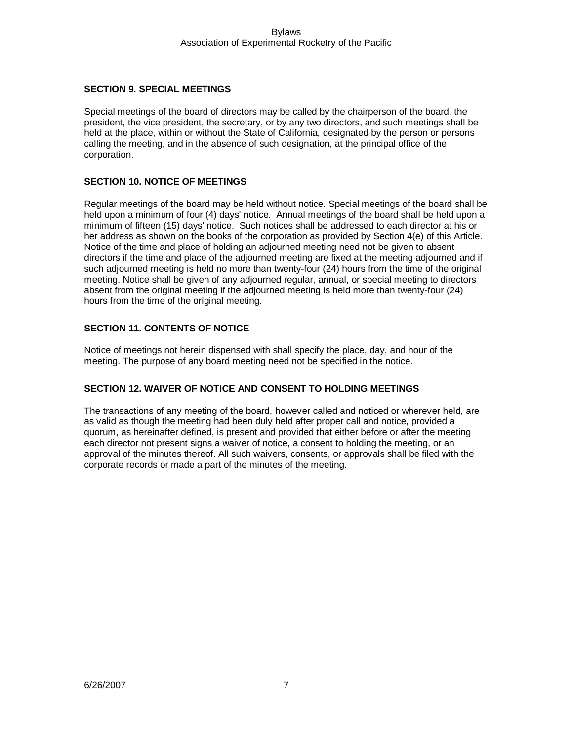### SECTION 9. SPECIAL MEETINGS

Special meetings of the board of directors may be called by the chairperson of the board, the president, the vice president, the secretary, or by any two directors, and such meetings shall be held at the place, within or without the State of California, designated by the person or persons calling the meeting, and in the absence of such designation, at the principal office of the corporation.

### SECTION 10. NOTICE OF MEETINGS

Regular meetings of the board may be held without notice. Special meetings of the board shall be held upon a minimum of four (4) days' notice. Annual meetings of the board shall be held upon a minimum of fifteen (15) days' notice. Such notices shall be addressed to each director at his or her address as shown on the books of the corporation as provided by Section 4(e) of this Article. Notice of the time and place of holding an adjourned meeting need not be given to absent directors if the time and place of the adjourned meeting are fixed at the meeting adjourned and if such adjourned meeting is held no more than twenty-four (24) hours from the time of the original meeting. Notice shall be given of any adjourned regular, annual, or special meeting to directors absent from the original meeting if the adjourned meeting is held more than twenty-four (24) hours from the time of the original meeting.

### SECTION 11. CONTENTS OF NOTICE

Notice of meetings not herein dispensed with shall specify the place, day, and hour of the meeting. The purpose of any board meeting need not be specified in the notice.

### SECTION 12. WAIVER OF NOTICE AND CONSENT TO HOLDING MEETINGS

The transactions of any meeting of the board, however called and noticed or wherever held, are as valid as though the meeting had been duly held after proper call and notice, provided a quorum, as hereinafter defined, is present and provided that either before or after the meeting each director not present signs a waiver of notice, a consent to holding the meeting, or an approval of the minutes thereof. All such waivers, consents, or approvals shall be filed with the corporate records or made a part of the minutes of the meeting.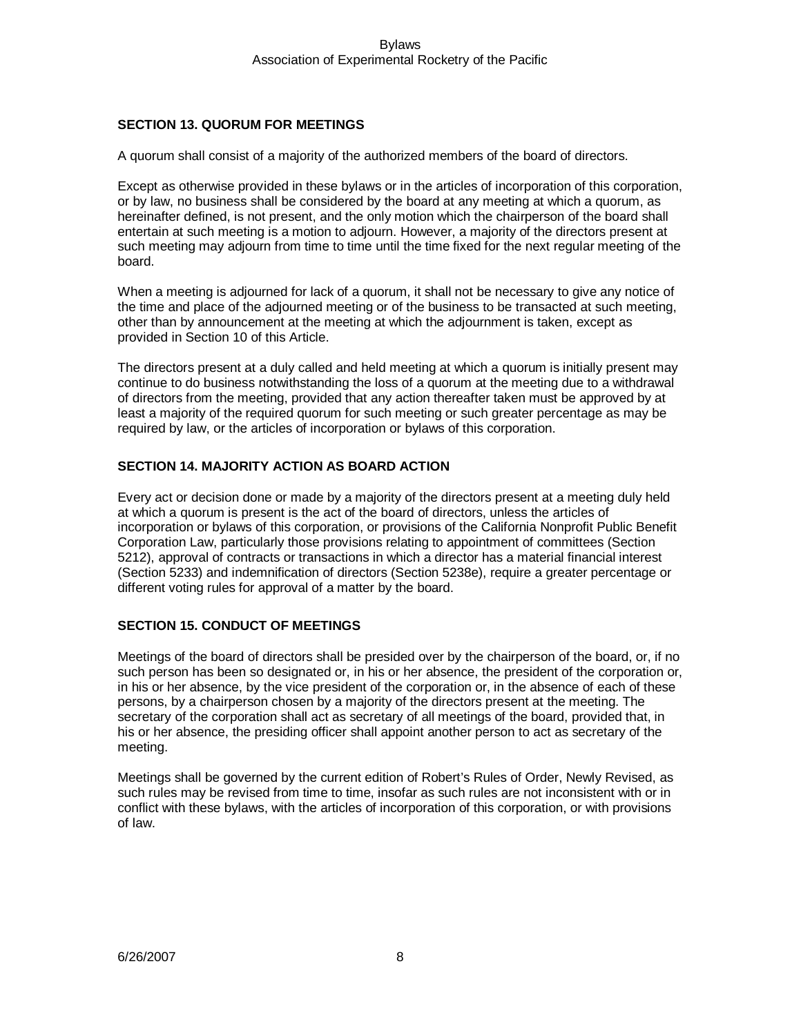### SECTION 13. QUORUM FOR MEETINGS

A quorum shall consist of a majority of the authorized members of the board of directors.

Except as otherwise provided in these bylaws or in the articles of incorporation of this corporation, or by law, no business shall be considered by the board at any meeting at which a quorum, as hereinafter defined, is not present, and the only motion which the chairperson of the board shall entertain at such meeting is a motion to adjourn. However, a majority of the directors present at such meeting may adjourn from time to time until the time fixed for the next regular meeting of the board.

When a meeting is adjourned for lack of a quorum, it shall not be necessary to give any notice of the time and place of the adjourned meeting or of the business to be transacted at such meeting, other than by announcement at the meeting at which the adjournment is taken, except as provided in Section 10 of this Article.

The directors present at a duly called and held meeting at which a quorum is initially present may continue to do business notwithstanding the loss of a quorum at the meeting due to a withdrawal of directors from the meeting, provided that any action thereafter taken must be approved by at least a majority of the required quorum for such meeting or such greater percentage as may be required by law, or the articles of incorporation or bylaws of this corporation.

### SECTION 14. MAJORITY ACTION AS BOARD ACTION

Every act or decision done or made by a majority of the directors present at a meeting duly held at which a quorum is present is the act of the board of directors, unless the articles of incorporation or bylaws of this corporation, or provisions of the California Nonprofit Public Benefit Corporation Law, particularly those provisions relating to appointment of committees (Section 5212), approval of contracts or transactions in which a director has a material financial interest (Section 5233) and indemnification of directors (Section 5238e), require a greater percentage or different voting rules for approval of a matter by the board.

### SECTION 15. CONDUCT OF MEETINGS

Meetings of the board of directors shall be presided over by the chairperson of the board, or, if no such person has been so designated or, in his or her absence, the president of the corporation or, in his or her absence, by the vice president of the corporation or, in the absence of each of these persons, by a chairperson chosen by a majority of the directors present at the meeting. The secretary of the corporation shall act as secretary of all meetings of the board, provided that, in his or her absence, the presiding officer shall appoint another person to act as secretary of the meeting.

Meetings shall be governed by the current edition of Robert's Rules of Order, Newly Revised, as such rules may be revised from time to time, insofar as such rules are not inconsistent with or in conflict with these bylaws, with the articles of incorporation of this corporation, or with provisions of law.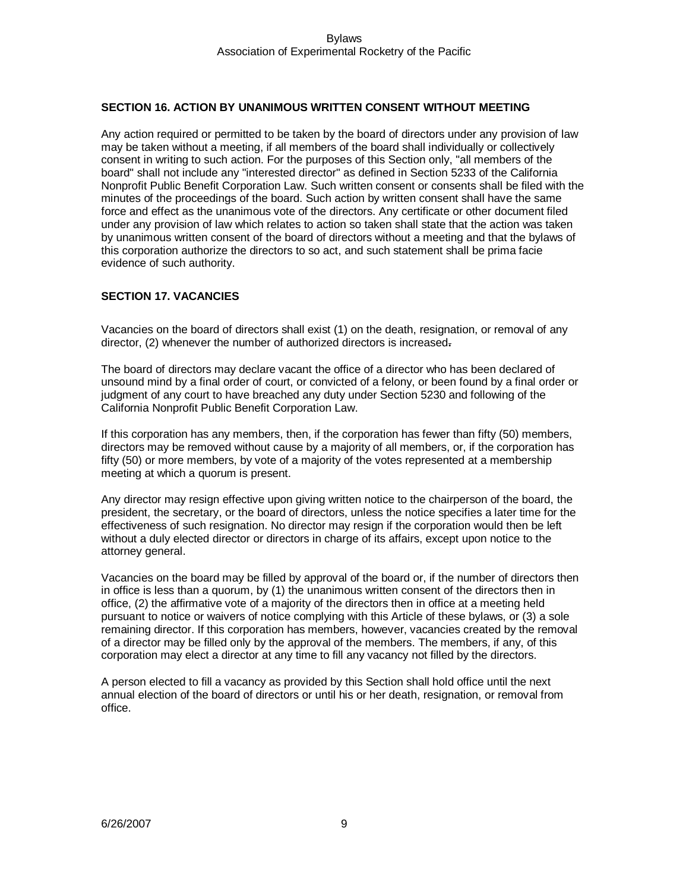**SECTION 16. ACTION BY UNANIMOUS WRITTEN CONSENT WITHOUT MEETING**

Any action required or permitted to be taken by the board of directors under any provision of law may be taken without a meeting, if all members of the board shall individually or collectively consent in writing to such action. For the purposes of this Section only, "all members of the board" shall not include any "interested director" as defined in Section 5233 of the California Nonprofit Public Benefit Corporation Law. Such written consent or consents shall be filed with the minutes of the proceedings of the board. Such action by written consent shall have the same force and effect as the unanimous vote of the directors. Any certificate or other document filed under any provision of law which relates to action so taken shall state that the action was taken by unanimous written consent of the board of directors without a meeting and that the bylaws of this corporation authorize the directors to so act, and such statement shall be prima facie evidence of such authority.

**SECTION 17. VACANCIES**

Vacancies on the board of directors shall exist (1) on the death, resignation, or removal of any director, (2) whenever the number of authorized directors is increased.

The board of directors may declare vacant the office of a director who has been declared of unsound mind by a final order of court, or convicted of a felony, or been found by a final order or judgment of any court to have breached any duty under Section 5230 and following of the California Nonprofit Public Benefit Corporation Law.

If this corporation has any members, then, if the corporation has fewer than fifty (50) members, directors may be removed without cause by a majority of all members, or, if the corporation has fifty (50) or more members, by vote of a majority of the votes represented at a membership meeting at which a quorum is present.

Any director may resign effective upon giving written notice to the chairperson of the board, the president, the secretary, or the board of directors, unless the notice specifies a later time for the effectiveness of such resignation. No director may resign if the corporation would then be left without a duly elected director or directors in charge of its affairs, except upon notice to the attorney general.

Vacancies on the board may be filled by approval of the board or, if the number of directors then in office is less than a quorum, by (1) the unanimous written consent of the directors then in office, (2) the affirmative vote of a majority of the directors then in office at a meeting held pursuant to notice or waivers of notice complying with this Article of these bylaws, or (3) a sole remaining director. If this corporation has members, however, vacancies created by the removal of a director may be filled only by the approval of the members. The members, if any, of this corporation may elect a director at any time to fill any vacancy not filled by the directors.

A person elected to fill a vacancy as provided by this Section shall hold office until the next annual election of the board of directors or until his or her death, resignation, or removal from office.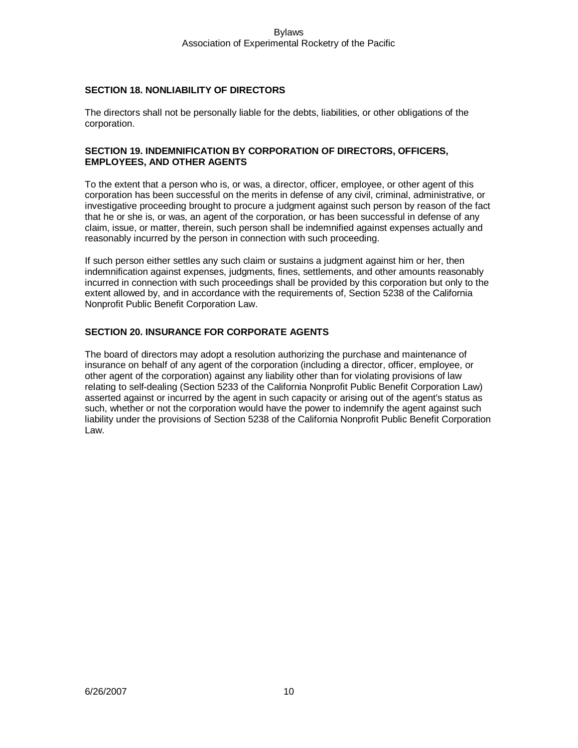### SECTION 18. NONLIABILITY OF DIRECTORS

The directors shall not be personally liable for the debts, liabilities, or other obligations of the corporation.

### SECTION 19. INDEMNIFICATION BY CORPORATION OF DIRECTORS, OFFICERS, EMPLOYEES, AND OTHER AGENTS

To the extent that a person who is, or was, a director, officer, employee, or other agent of this corporation has been successful on the merits in defense of any civil, criminal, administrative, or investigative proceeding brought to procure a judgment against such person by reason of the fact that he or she is, or was, an agent of the corporation, or has been successful in defense of any claim, issue, or matter, therein, such person shall be indemnified against expenses actually and reasonably incurred by the person in connection with such proceeding.

If such person either settles any such claim or sustains a judgment against him or her, then indemnification against expenses, judgments, fines, settlements, and other amounts reasonably incurred in connection with such proceedings shall be provided by this corporation but only to the extent allowed by, and in accordance with the requirements of, Section 5238 of the California Nonprofit Public Benefit Corporation Law.

### SECTION 20. INSURANCE FOR CORPORATE AGENTS

The board of directors may adopt a resolution authorizing the purchase and maintenance of insurance on behalf of any agent of the corporation (including a director, officer, employee, or other agent of the corporation) against any liability other than for violating provisions of law relating to self-dealing (Section 5233 of the California Nonprofit Public Benefit Corporation Law) asserted against or incurred by the agent in such capacity or arising out of the agent's status as such, whether or not the corporation would have the power to indemnify the agent against such liability under the provisions of Section 5238 of the California Nonprofit Public Benefit Corporation Law.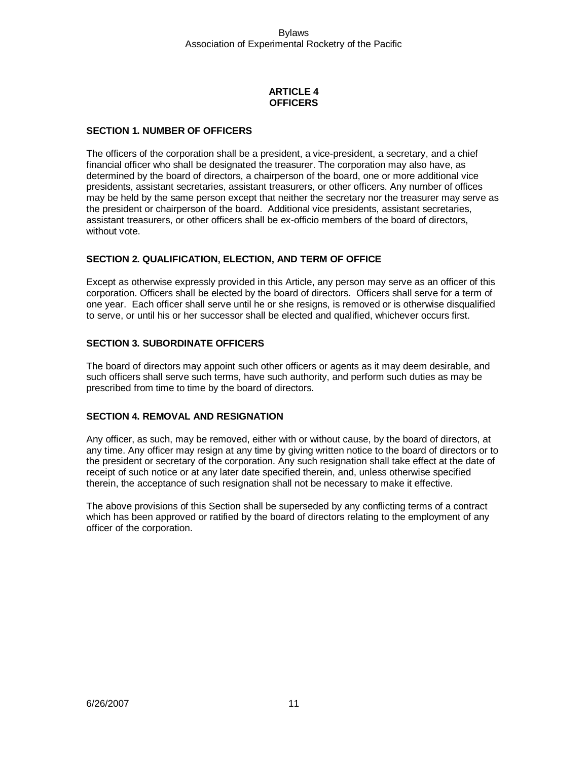# ARTICLE 4
# OFFICERS

## SECTION 1. NUMBER OF OFFICERS

The officers of the corporation shall be a president, a vice-president, a secretary, and a chief financial officer who shall be designated the treasurer. The corporation may also have, as determined by the board of directors, a chairperson of the board, one or more additional vice presidents, assistant secretaries, assistant treasurers, or other officers. Any number of offices may be held by the same person except that neither the secretary nor the treasurer may serve as the president or chairperson of the board. Additional vice presidents, assistant secretaries, assistant treasurers, or other officers shall be ex-officio members of the board of directors, without vote.

## SECTION 2. QUALIFICATION, ELECTION, AND TERM OF OFFICE

Except as otherwise expressly provided in this Article, any person may serve as an officer of this corporation. Officers shall be elected by the board of directors. Officers shall serve for a term of one year. Each officer shall serve until he or she resigns, is removed or is otherwise disqualified to serve, or until his or her successor shall be elected and qualified, whichever occurs first.

## SECTION 3. SUBORDINATE OFFICERS

The board of directors may appoint such other officers or agents as it may deem desirable, and such officers shall serve such terms, have such authority, and perform such duties as may be prescribed from time to time by the board of directors.

## SECTION 4. REMOVAL AND RESIGNATION

Any officer, as such, may be removed, either with or without cause, by the board of directors, at any time. Any officer may resign at any time by giving written notice to the board of directors or to the president or secretary of the corporation. Any such resignation shall take effect at the date of receipt of such notice or at any later date specified therein, and, unless otherwise specified therein, the acceptance of such resignation shall not be necessary to make it effective.

The above provisions of this Section shall be superseded by any conflicting terms of a contract which has been approved or ratified by the board of directors relating to the employment of any officer of the corporation.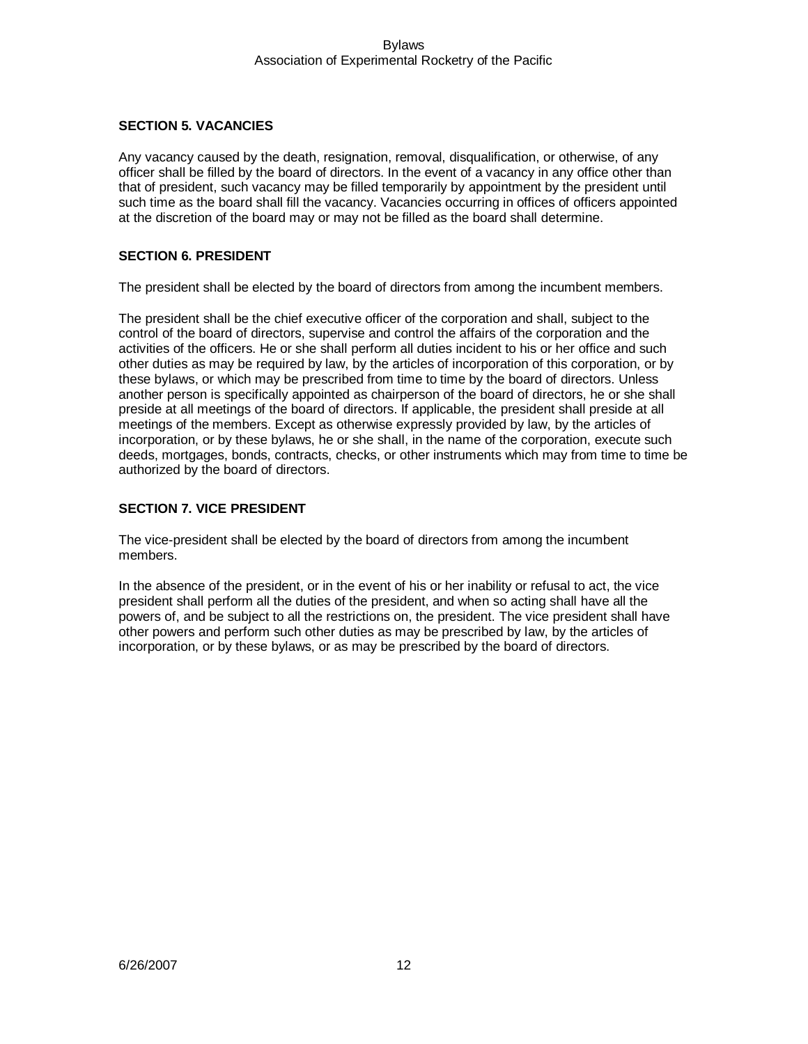### SECTION 5. VACANCIES

Any vacancy caused by the death, resignation, removal, disqualification, or otherwise, of any officer shall be filled by the board of directors. In the event of a vacancy in any office other than that of president, such vacancy may be filled temporarily by appointment by the president until such time as the board shall fill the vacancy. Vacancies occurring in offices of officers appointed at the discretion of the board may or may not be filled as the board shall determine.

### SECTION 6. PRESIDENT

The president shall be elected by the board of directors from among the incumbent members.

The president shall be the chief executive officer of the corporation and shall, subject to the control of the board of directors, supervise and control the affairs of the corporation and the activities of the officers. He or she shall perform all duties incident to his or her office and such other duties as may be required by law, by the articles of incorporation of this corporation, or by these bylaws, or which may be prescribed from time to time by the board of directors. Unless another person is specifically appointed as chairperson of the board of directors, he or she shall preside at all meetings of the board of directors. If applicable, the president shall preside at all meetings of the members. Except as otherwise expressly provided by law, by the articles of incorporation, or by these bylaws, he or she shall, in the name of the corporation, execute such deeds, mortgages, bonds, contracts, checks, or other instruments which may from time to time be authorized by the board of directors.

### SECTION 7. VICE PRESIDENT

The vice-president shall be elected by the board of directors from among the incumbent members.

In the absence of the president, or in the event of his or her inability or refusal to act, the vice president shall perform all the duties of the president, and when so acting shall have all the powers of, and be subject to all the restrictions on, the president. The vice president shall have other powers and perform such other duties as may be prescribed by law, by the articles of incorporation, or by these bylaws, or as may be prescribed by the board of directors.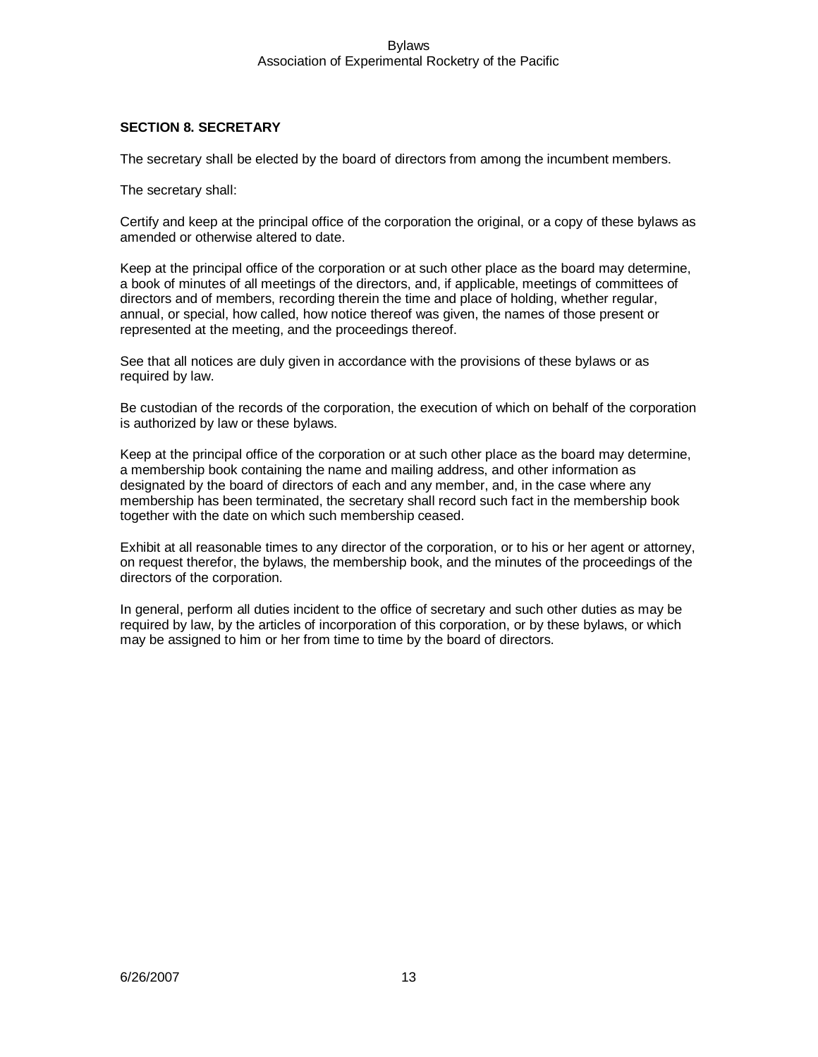**SECTION 8. SECRETARY**

The secretary shall be elected by the board of directors from among the incumbent members.

The secretary shall:

Certify and keep at the principal office of the corporation the original, or a copy of these bylaws as amended or otherwise altered to date.

Keep at the principal office of the corporation or at such other place as the board may determine, a book of minutes of all meetings of the directors, and, if applicable, meetings of committees of directors and of members, recording therein the time and place of holding, whether regular, annual, or special, how called, how notice thereof was given, the names of those present or represented at the meeting, and the proceedings thereof.

See that all notices are duly given in accordance with the provisions of these bylaws or as required by law.

Be custodian of the records of the corporation, the execution of which on behalf of the corporation is authorized by law or these bylaws.

Keep at the principal office of the corporation or at such other place as the board may determine, a membership book containing the name and mailing address, and other information as designated by the board of directors of each and any member, and, in the case where any membership has been terminated, the secretary shall record such fact in the membership book together with the date on which such membership ceased.

Exhibit at all reasonable times to any director of the corporation, or to his or her agent or attorney, on request therefor, the bylaws, the membership book, and the minutes of the proceedings of the directors of the corporation.

In general, perform all duties incident to the office of secretary and such other duties as may be required by law, by the articles of incorporation of this corporation, or by these bylaws, or which may be assigned to him or her from time to time by the board of directors.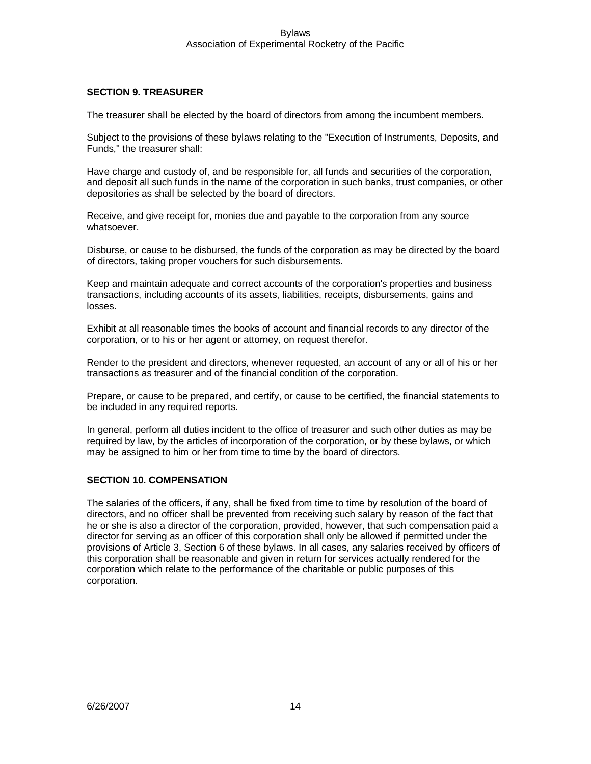### SECTION 9. TREASURER

The treasurer shall be elected by the board of directors from among the incumbent members.

Subject to the provisions of these bylaws relating to the "Execution of Instruments, Deposits, and Funds," the treasurer shall:

Have charge and custody of, and be responsible for, all funds and securities of the corporation, and deposit all such funds in the name of the corporation in such banks, trust companies, or other depositories as shall be selected by the board of directors.

Receive, and give receipt for, monies due and payable to the corporation from any source whatsoever.

Disburse, or cause to be disbursed, the funds of the corporation as may be directed by the board of directors, taking proper vouchers for such disbursements.

Keep and maintain adequate and correct accounts of the corporation's properties and business transactions, including accounts of its assets, liabilities, receipts, disbursements, gains and losses.

Exhibit at all reasonable times the books of account and financial records to any director of the corporation, or to his or her agent or attorney, on request therefor.

Render to the president and directors, whenever requested, an account of any or all of his or her transactions as treasurer and of the financial condition of the corporation.

Prepare, or cause to be prepared, and certify, or cause to be certified, the financial statements to be included in any required reports.

In general, perform all duties incident to the office of treasurer and such other duties as may be required by law, by the articles of incorporation of the corporation, or by these bylaws, or which may be assigned to him or her from time to time by the board of directors.

### SECTION 10. COMPENSATION

The salaries of the officers, if any, shall be fixed from time to time by resolution of the board of directors, and no officer shall be prevented from receiving such salary by reason of the fact that he or she is also a director of the corporation, provided, however, that such compensation paid a director for serving as an officer of this corporation shall only be allowed if permitted under the provisions of Article 3, Section 6 of these bylaws. In all cases, any salaries received by officers of this corporation shall be reasonable and given in return for services actually rendered for the corporation which relate to the performance of the charitable or public purposes of this corporation.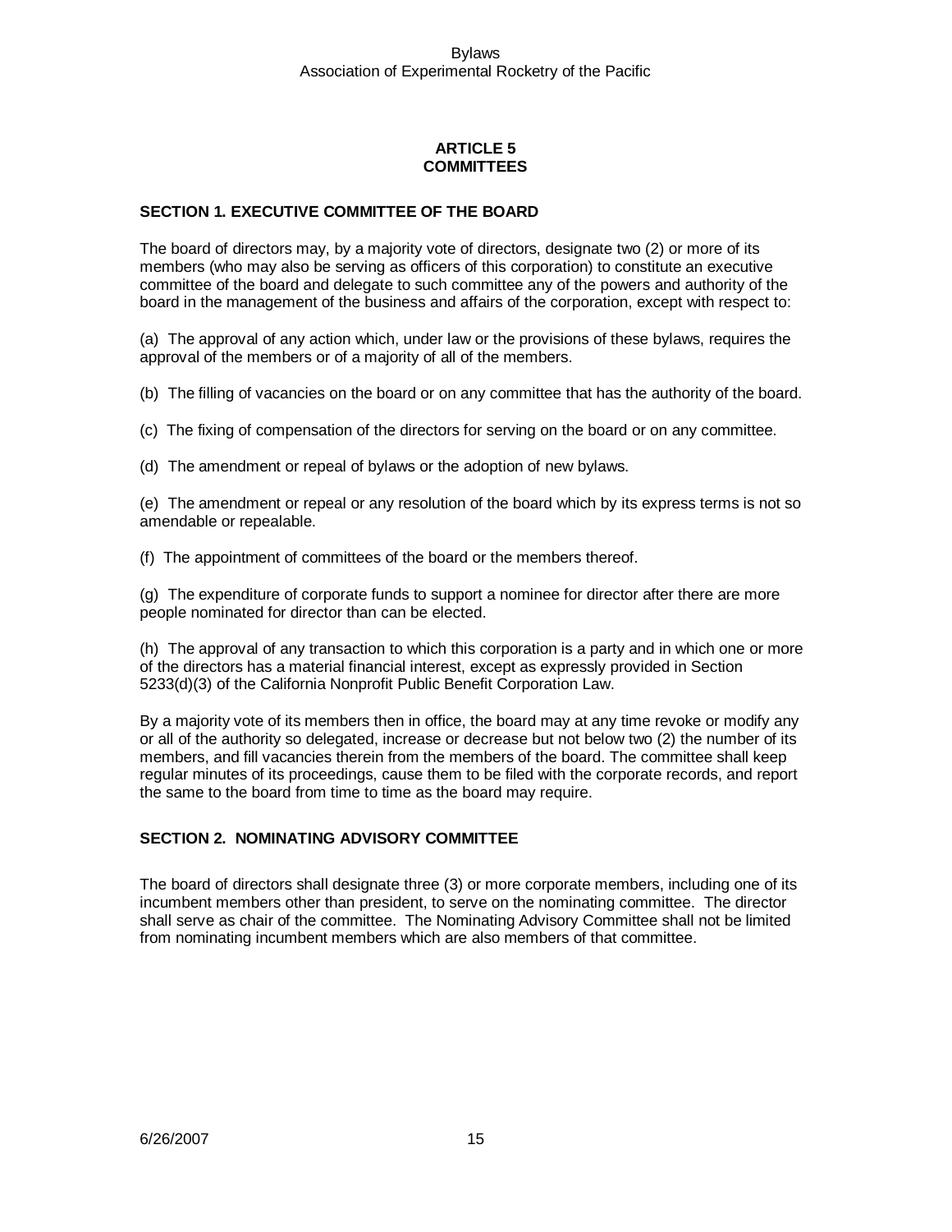# ARTICLE 5
# COMMITTEES

## SECTION 1. EXECUTIVE COMMITTEE OF THE BOARD

The board of directors may, by a majority vote of directors, designate two (2) or more of its members (who may also be serving as officers of this corporation) to constitute an executive committee of the board and delegate to such committee any of the powers and authority of the board in the management of the business and affairs of the corporation, except with respect to:

(a) The approval of any action which, under law or the provisions of these bylaws, requires the approval of the members or of a majority of all of the members.

(b) The filling of vacancies on the board or on any committee that has the authority of the board.

(c) The fixing of compensation of the directors for serving on the board or on any committee.

(d) The amendment or repeal of bylaws or the adoption of new bylaws.

(e) The amendment or repeal or any resolution of the board which by its express terms is not so amendable or repealable.

(f) The appointment of committees of the board or the members thereof.

(g) The expenditure of corporate funds to support a nominee for director after there are more people nominated for director than can be elected.

(h) The approval of any transaction to which this corporation is a party and in which one or more of the directors has a material financial interest, except as expressly provided in Section 5233(d)(3) of the California Nonprofit Public Benefit Corporation Law.

By a majority vote of its members then in office, the board may at any time revoke or modify any or all of the authority so delegated, increase or decrease but not below two (2) the number of its members, and fill vacancies therein from the members of the board. The committee shall keep regular minutes of its proceedings, cause them to be filed with the corporate records, and report the same to the board from time to time as the board may require.

## SECTION 2. NOMINATING ADVISORY COMMITTEE

The board of directors shall designate three (3) or more corporate members, including one of its incumbent members other than president, to serve on the nominating committee. The director shall serve as chair of the committee. The Nominating Advisory Committee shall not be limited from nominating incumbent members which are also members of that committee.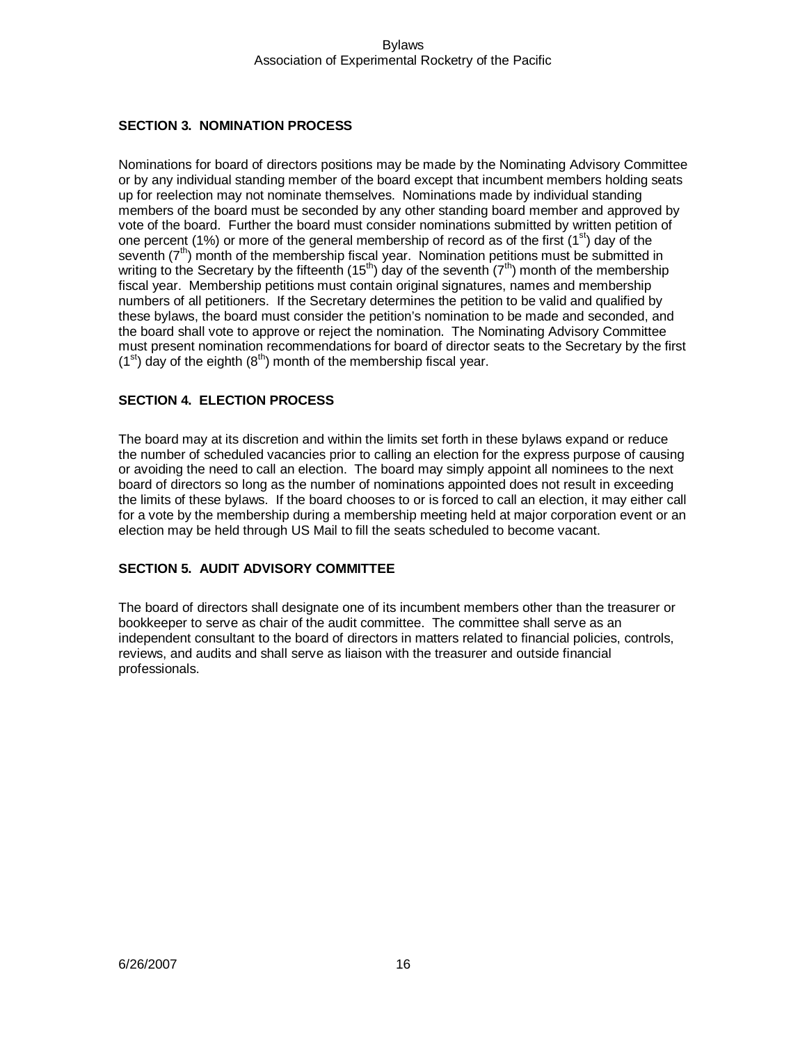## SECTION 3. NOMINATION PROCESS

Nominations for board of directors positions may be made by the Nominating Advisory Committee or by any individual standing member of the board except that incumbent members holding seats up for reelection may not nominate themselves. Nominations made by individual standing members of the board must be seconded by any other standing board member and approved by vote of the board. Further the board must consider nominations submitted by written petition of one percent (1%) or more of the general membership of record as of the first ($1^{st}$) day of the seventh ($7^{th}$) month of the membership fiscal year. Nomination petitions must be submitted in writing to the Secretary by the fifteenth ($15^{th}$) day of the seventh ($7^{th}$) month of the membership fiscal year. Membership petitions must contain original signatures, names and membership numbers of all petitioners. If the Secretary determines the petition to be valid and qualified by these bylaws, the board must consider the petition's nomination to be made and seconded, and the board shall vote to approve or reject the nomination. The Nominating Advisory Committee must present nomination recommendations for board of director seats to the Secretary by the first ($1^{st}$) day of the eighth ($8^{th}$) month of the membership fiscal year.

## SECTION 4. ELECTION PROCESS

The board may at its discretion and within the limits set forth in these bylaws expand or reduce the number of scheduled vacancies prior to calling an election for the express purpose of causing or avoiding the need to call an election. The board may simply appoint all nominees to the next board of directors so long as the number of nominations appointed does not result in exceeding the limits of these bylaws. If the board chooses to or is forced to call an election, it may either call for a vote by the membership during a membership meeting held at major corporation event or an election may be held through US Mail to fill the seats scheduled to become vacant.

## SECTION 5. AUDIT ADVISORY COMMITTEE

The board of directors shall designate one of its incumbent members other than the treasurer or bookkeeper to serve as chair of the audit committee. The committee shall serve as an independent consultant to the board of directors in matters related to financial policies, controls, reviews, and audits and shall serve as liaison with the treasurer and outside financial professionals.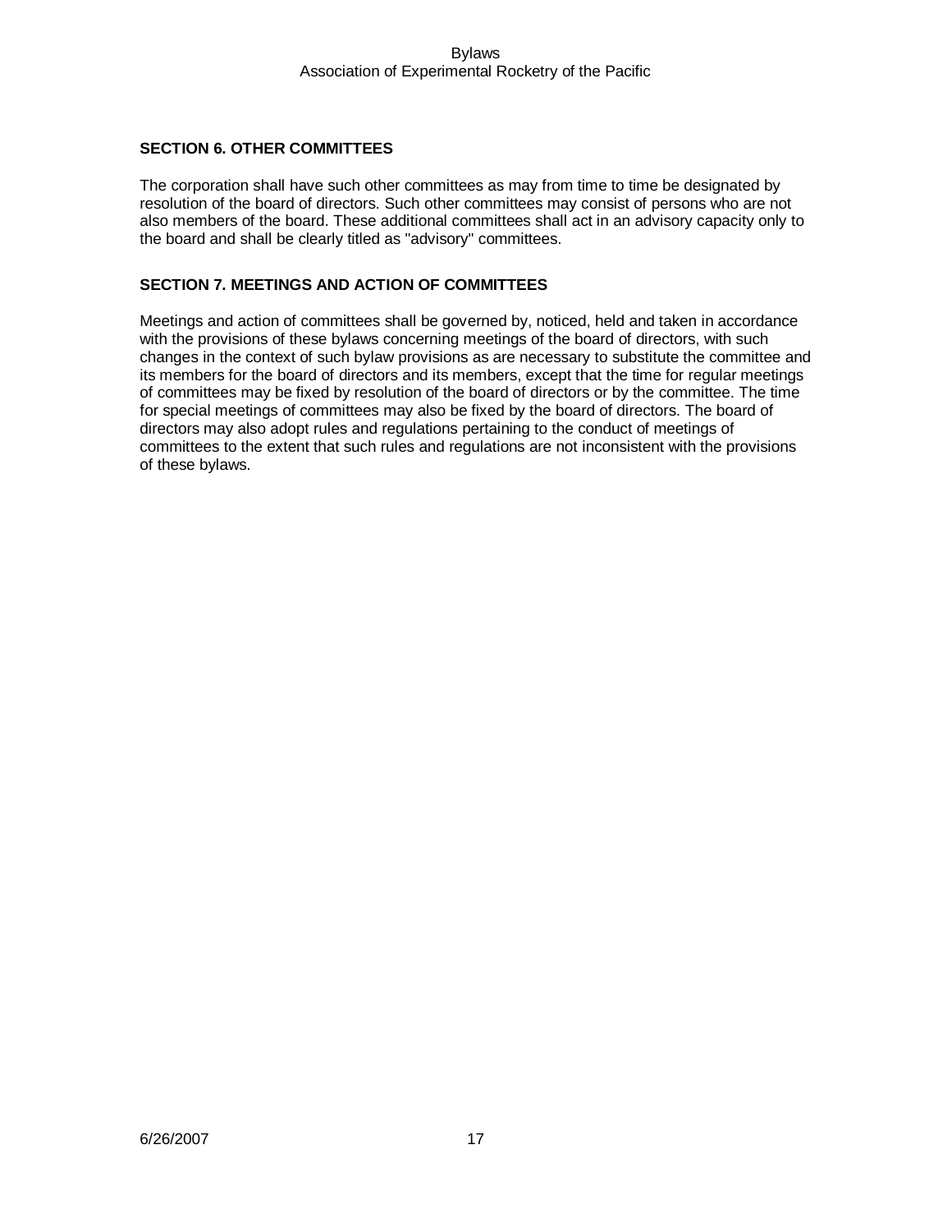### SECTION 6. OTHER COMMITTEES

The corporation shall have such other committees as may from time to time be designated by resolution of the board of directors. Such other committees may consist of persons who are not also members of the board. These additional committees shall act in an advisory capacity only to the board and shall be clearly titled as "advisory" committees.

### SECTION 7. MEETINGS AND ACTION OF COMMITTEES

Meetings and action of committees shall be governed by, noticed, held and taken in accordance with the provisions of these bylaws concerning meetings of the board of directors, with such changes in the context of such bylaw provisions as are necessary to substitute the committee and its members for the board of directors and its members, except that the time for regular meetings of committees may be fixed by resolution of the board of directors or by the committee. The time for special meetings of committees may also be fixed by the board of directors. The board of directors may also adopt rules and regulations pertaining to the conduct of meetings of committees to the extent that such rules and regulations are not inconsistent with the provisions of these bylaws.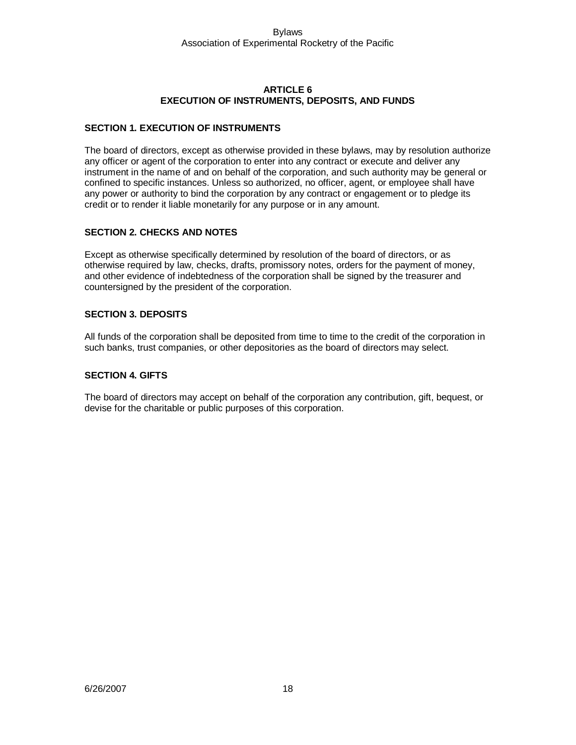# ARTICLE 6
# EXECUTION OF INSTRUMENTS, DEPOSITS, AND FUNDS

## SECTION 1. EXECUTION OF INSTRUMENTS

The board of directors, except as otherwise provided in these bylaws, may by resolution authorize any officer or agent of the corporation to enter into any contract or execute and deliver any instrument in the name of and on behalf of the corporation, and such authority may be general or confined to specific instances. Unless so authorized, no officer, agent, or employee shall have any power or authority to bind the corporation by any contract or engagement or to pledge its credit or to render it liable monetarily for any purpose or in any amount.

## SECTION 2. CHECKS AND NOTES

Except as otherwise specifically determined by resolution of the board of directors, or as otherwise required by law, checks, drafts, promissory notes, orders for the payment of money, and other evidence of indebtedness of the corporation shall be signed by the treasurer and countersigned by the president of the corporation.

## SECTION 3. DEPOSITS

All funds of the corporation shall be deposited from time to time to the credit of the corporation in such banks, trust companies, or other depositories as the board of directors may select.

## SECTION 4. GIFTS

The board of directors may accept on behalf of the corporation any contribution, gift, bequest, or devise for the charitable or public purposes of this corporation.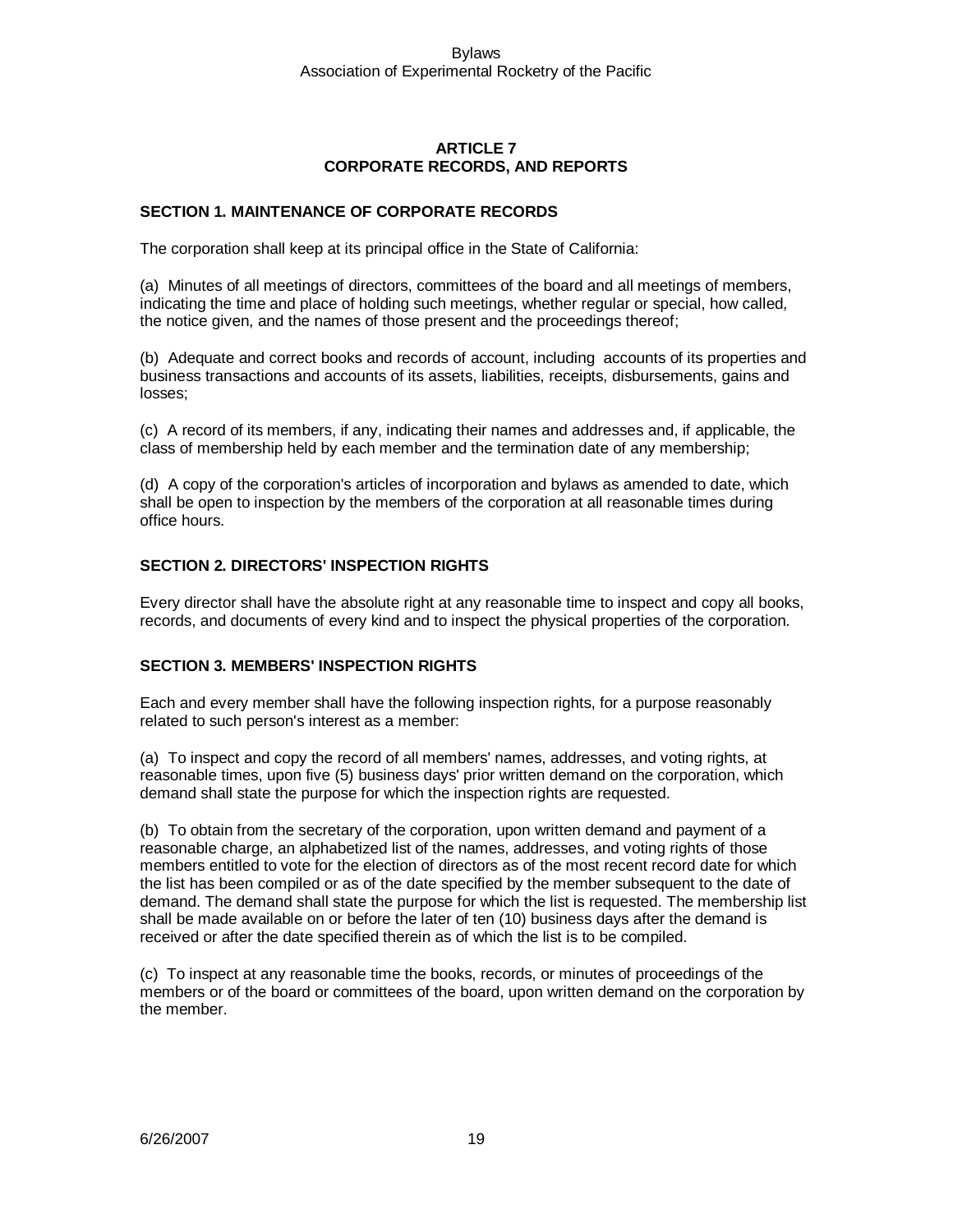## ARTICLE 7
## CORPORATE RECORDS, AND REPORTS

### SECTION 1. MAINTENANCE OF CORPORATE RECORDS

The corporation shall keep at its principal office in the State of California:

(a) Minutes of all meetings of directors, committees of the board and all meetings of members, indicating the time and place of holding such meetings, whether regular or special, how called, the notice given, and the names of those present and the proceedings thereof;

(b) Adequate and correct books and records of account, including accounts of its properties and business transactions and accounts of its assets, liabilities, receipts, disbursements, gains and losses;

(c) A record of its members, if any, indicating their names and addresses and, if applicable, the class of membership held by each member and the termination date of any membership;

(d) A copy of the corporation's articles of incorporation and bylaws as amended to date, which shall be open to inspection by the members of the corporation at all reasonable times during office hours.

### SECTION 2. DIRECTORS' INSPECTION RIGHTS

Every director shall have the absolute right at any reasonable time to inspect and copy all books, records, and documents of every kind and to inspect the physical properties of the corporation.

### SECTION 3. MEMBERS' INSPECTION RIGHTS

Each and every member shall have the following inspection rights, for a purpose reasonably related to such person's interest as a member:

(a) To inspect and copy the record of all members' names, addresses, and voting rights, at reasonable times, upon five (5) business days' prior written demand on the corporation, which demand shall state the purpose for which the inspection rights are requested.

(b) To obtain from the secretary of the corporation, upon written demand and payment of a reasonable charge, an alphabetized list of the names, addresses, and voting rights of those members entitled to vote for the election of directors as of the most recent record date for which the list has been compiled or as of the date specified by the member subsequent to the date of demand. The demand shall state the purpose for which the list is requested. The membership list shall be made available on or before the later of ten (10) business days after the demand is received or after the date specified therein as of which the list is to be compiled.

(c) To inspect at any reasonable time the books, records, or minutes of proceedings of the members or of the board or committees of the board, upon written demand on the corporation by the member.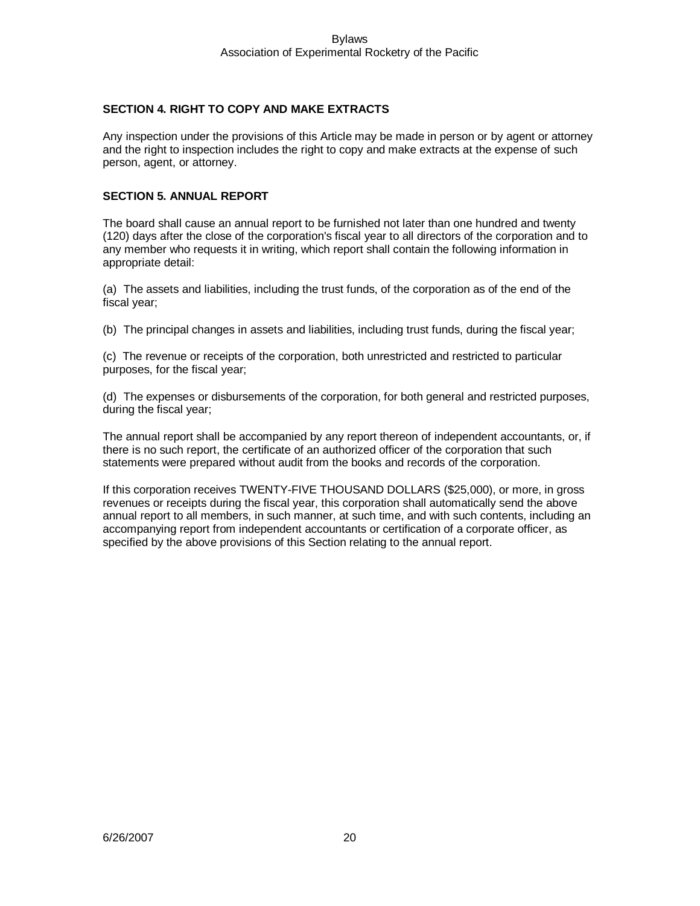### SECTION 4. RIGHT TO COPY AND MAKE EXTRACTS

Any inspection under the provisions of this Article may be made in person or by agent or attorney and the right to inspection includes the right to copy and make extracts at the expense of such person, agent, or attorney.

### SECTION 5. ANNUAL REPORT

The board shall cause an annual report to be furnished not later than one hundred and twenty (120) days after the close of the corporation's fiscal year to all directors of the corporation and to any member who requests it in writing, which report shall contain the following information in appropriate detail:

(a) The assets and liabilities, including the trust funds, of the corporation as of the end of the fiscal year;

(b) The principal changes in assets and liabilities, including trust funds, during the fiscal year;

(c) The revenue or receipts of the corporation, both unrestricted and restricted to particular purposes, for the fiscal year;

(d) The expenses or disbursements of the corporation, for both general and restricted purposes, during the fiscal year;

The annual report shall be accompanied by any report thereon of independent accountants, or, if there is no such report, the certificate of an authorized officer of the corporation that such statements were prepared without audit from the books and records of the corporation.

If this corporation receives TWENTY-FIVE THOUSAND DOLLARS ($25,000), or more, in gross revenues or receipts during the fiscal year, this corporation shall automatically send the above annual report to all members, in such manner, at such time, and with such contents, including an accompanying report from independent accountants or certification of a corporate officer, as specified by the above provisions of this Section relating to the annual report.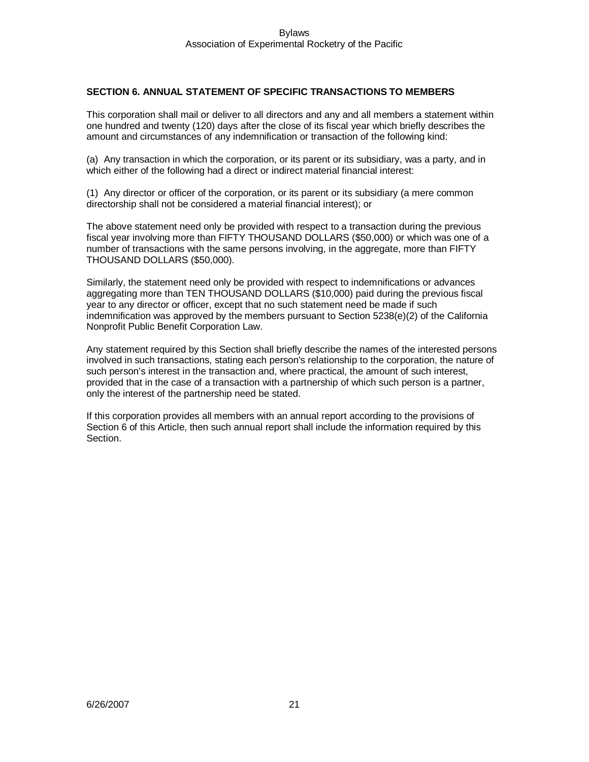**SECTION 6. ANNUAL STATEMENT OF SPECIFIC TRANSACTIONS TO MEMBERS**

This corporation shall mail or deliver to all directors and any and all members a statement within one hundred and twenty (120) days after the close of its fiscal year which briefly describes the amount and circumstances of any indemnification or transaction of the following kind:

(a) Any transaction in which the corporation, or its parent or its subsidiary, was a party, and in which either of the following had a direct or indirect material financial interest:

(1) Any director or officer of the corporation, or its parent or its subsidiary (a mere common directorship shall not be considered a material financial interest); or

The above statement need only be provided with respect to a transaction during the previous fiscal year involving more than FIFTY THOUSAND DOLLARS ($50,000) or which was one of a number of transactions with the same persons involving, in the aggregate, more than FIFTY THOUSAND DOLLARS ($50,000).

Similarly, the statement need only be provided with respect to indemnifications or advances aggregating more than TEN THOUSAND DOLLARS ($10,000) paid during the previous fiscal year to any director or officer, except that no such statement need be made if such indemnification was approved by the members pursuant to Section 5238(e)(2) of the California Nonprofit Public Benefit Corporation Law.

Any statement required by this Section shall briefly describe the names of the interested persons involved in such transactions, stating each person's relationship to the corporation, the nature of such person's interest in the transaction and, where practical, the amount of such interest, provided that in the case of a transaction with a partnership of which such person is a partner, only the interest of the partnership need be stated.

If this corporation provides all members with an annual report according to the provisions of Section 6 of this Article, then such annual report shall include the information required by this Section.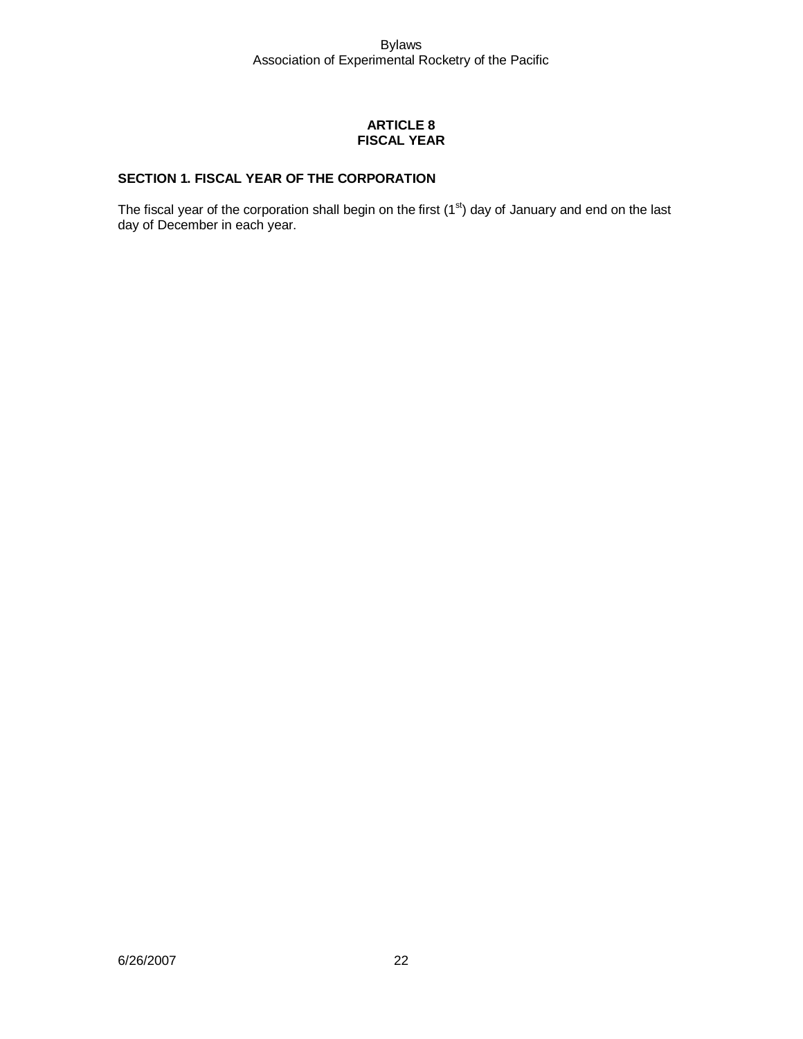## ARTICLE 8
## FISCAL YEAR

### SECTION 1. FISCAL YEAR OF THE CORPORATION

The fiscal year of the corporation shall begin on the first (1st) day of January and end on the last day of December in each year.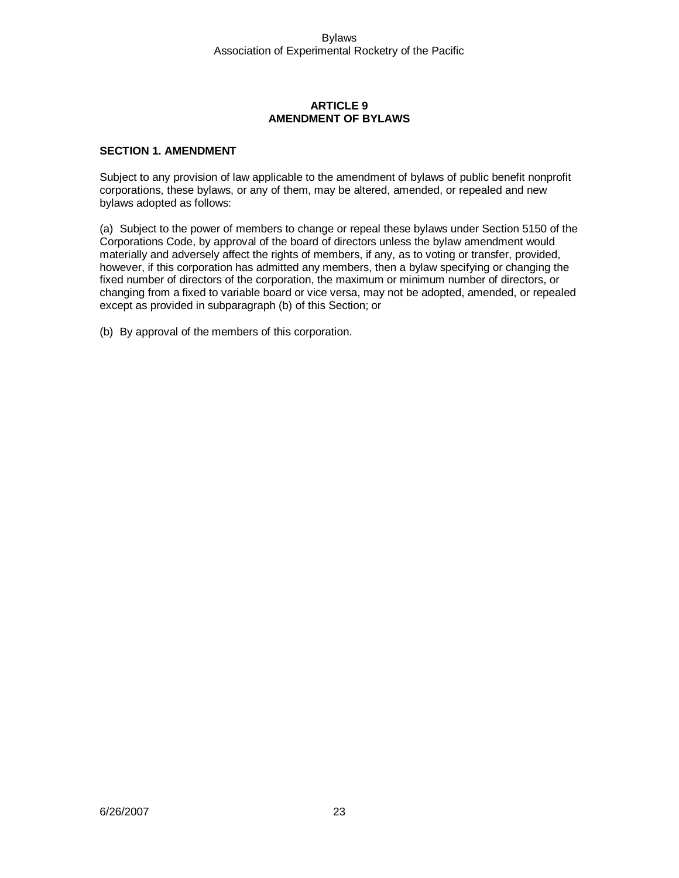## ARTICLE 9
## AMENDMENT OF BYLAWS

### SECTION 1. AMENDMENT

Subject to any provision of law applicable to the amendment of bylaws of public benefit nonprofit corporations, these bylaws, or any of them, may be altered, amended, or repealed and new bylaws adopted as follows:

(a) Subject to the power of members to change or repeal these bylaws under Section 5150 of the Corporations Code, by approval of the board of directors unless the bylaw amendment would materially and adversely affect the rights of members, if any, as to voting or transfer, provided, however, if this corporation has admitted any members, then a bylaw specifying or changing the fixed number of directors of the corporation, the maximum or minimum number of directors, or changing from a fixed to variable board or vice versa, may not be adopted, amended, or repealed except as provided in subparagraph (b) of this Section; or

(b) By approval of the members of this corporation.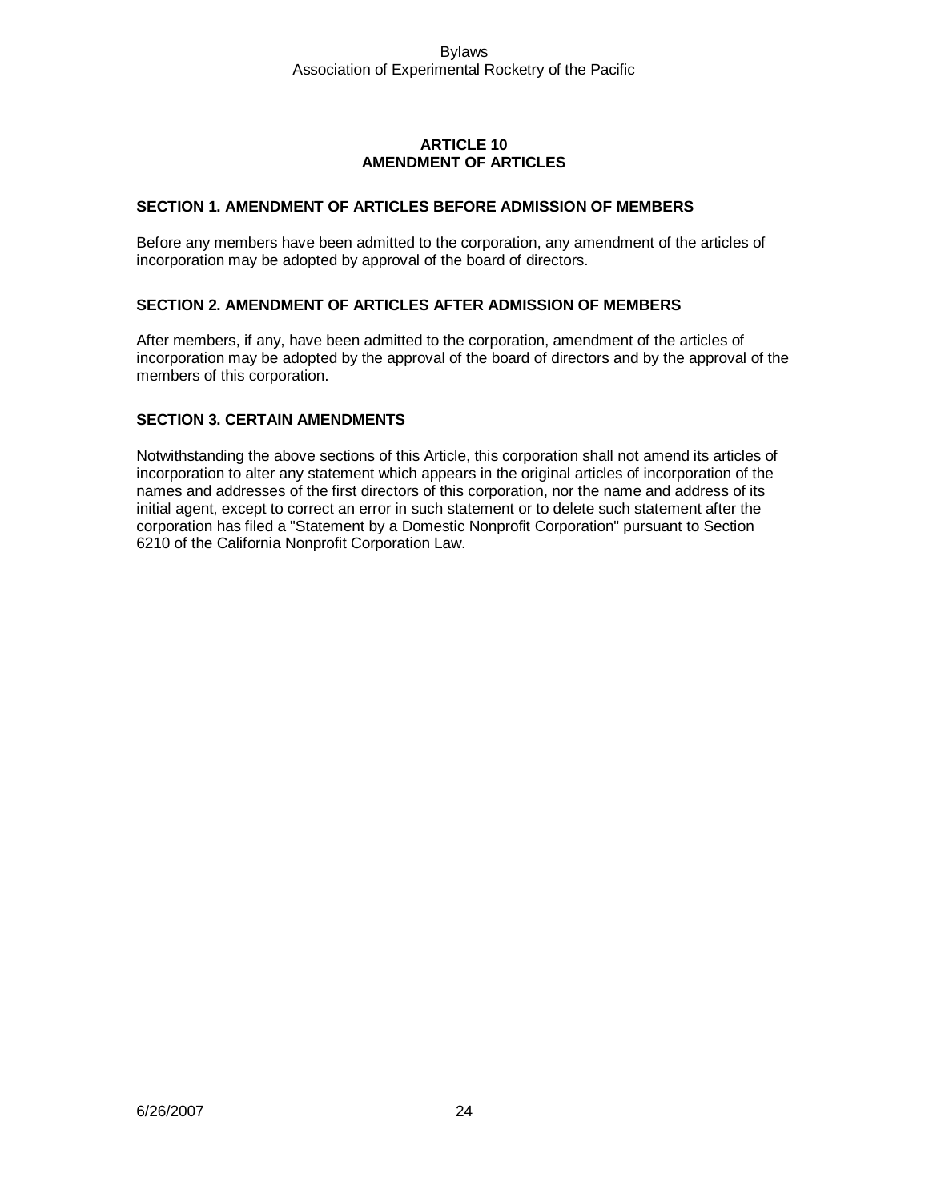# ARTICLE 10
# AMENDMENT OF ARTICLES

## SECTION 1. AMENDMENT OF ARTICLES BEFORE ADMISSION OF MEMBERS

Before any members have been admitted to the corporation, any amendment of the articles of incorporation may be adopted by approval of the board of directors.

## SECTION 2. AMENDMENT OF ARTICLES AFTER ADMISSION OF MEMBERS

After members, if any, have been admitted to the corporation, amendment of the articles of incorporation may be adopted by the approval of the board of directors and by the approval of the members of this corporation.

## SECTION 3. CERTAIN AMENDMENTS

Notwithstanding the above sections of this Article, this corporation shall not amend its articles of incorporation to alter any statement which appears in the original articles of incorporation of the names and addresses of the first directors of this corporation, nor the name and address of its initial agent, except to correct an error in such statement or to delete such statement after the corporation has filed a "Statement by a Domestic Nonprofit Corporation" pursuant to Section 6210 of the California Nonprofit Corporation Law.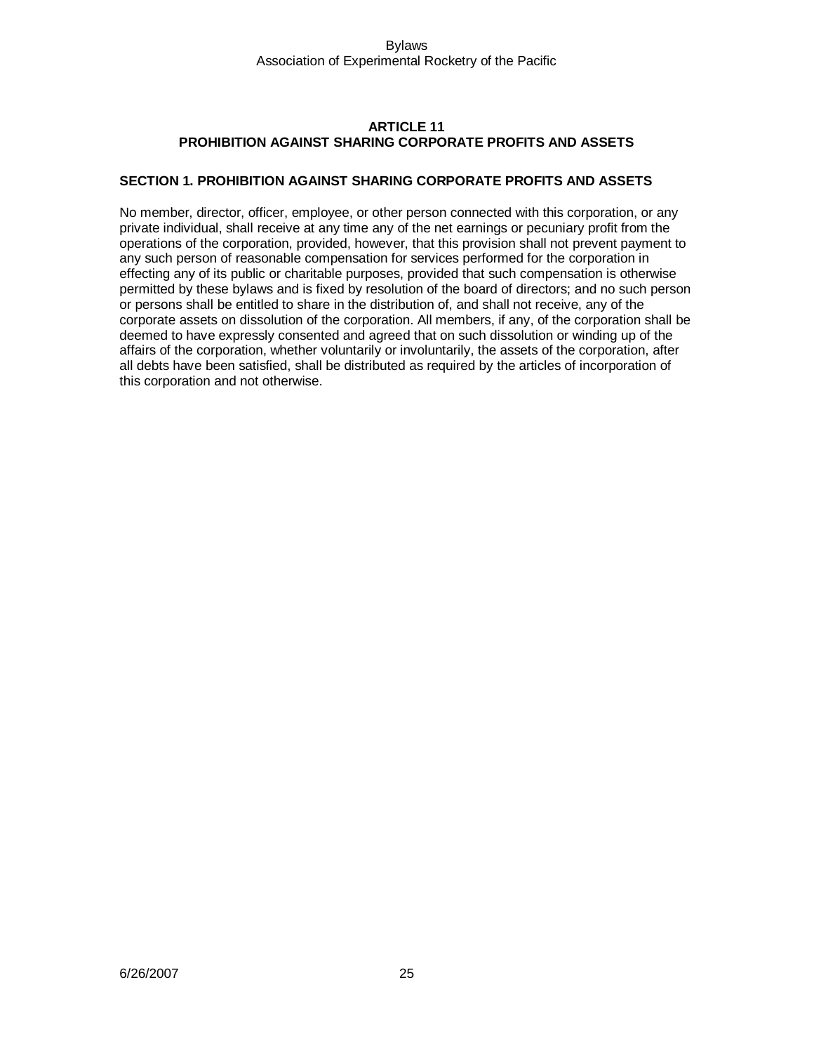## ARTICLE 11
## PROHIBITION AGAINST SHARING CORPORATE PROFITS AND ASSETS

### SECTION 1. PROHIBITION AGAINST SHARING CORPORATE PROFITS AND ASSETS

No member, director, officer, employee, or other person connected with this corporation, or any private individual, shall receive at any time any of the net earnings or pecuniary profit from the operations of the corporation, provided, however, that this provision shall not prevent payment to any such person of reasonable compensation for services performed for the corporation in effecting any of its public or charitable purposes, provided that such compensation is otherwise permitted by these bylaws and is fixed by resolution of the board of directors; and no such person or persons shall be entitled to share in the distribution of, and shall not receive, any of the corporate assets on dissolution of the corporation. All members, if any, of the corporation shall be deemed to have expressly consented and agreed that on such dissolution or winding up of the affairs of the corporation, whether voluntarily or involuntarily, the assets of the corporation, after all debts have been satisfied, shall be distributed as required by the articles of incorporation of this corporation and not otherwise.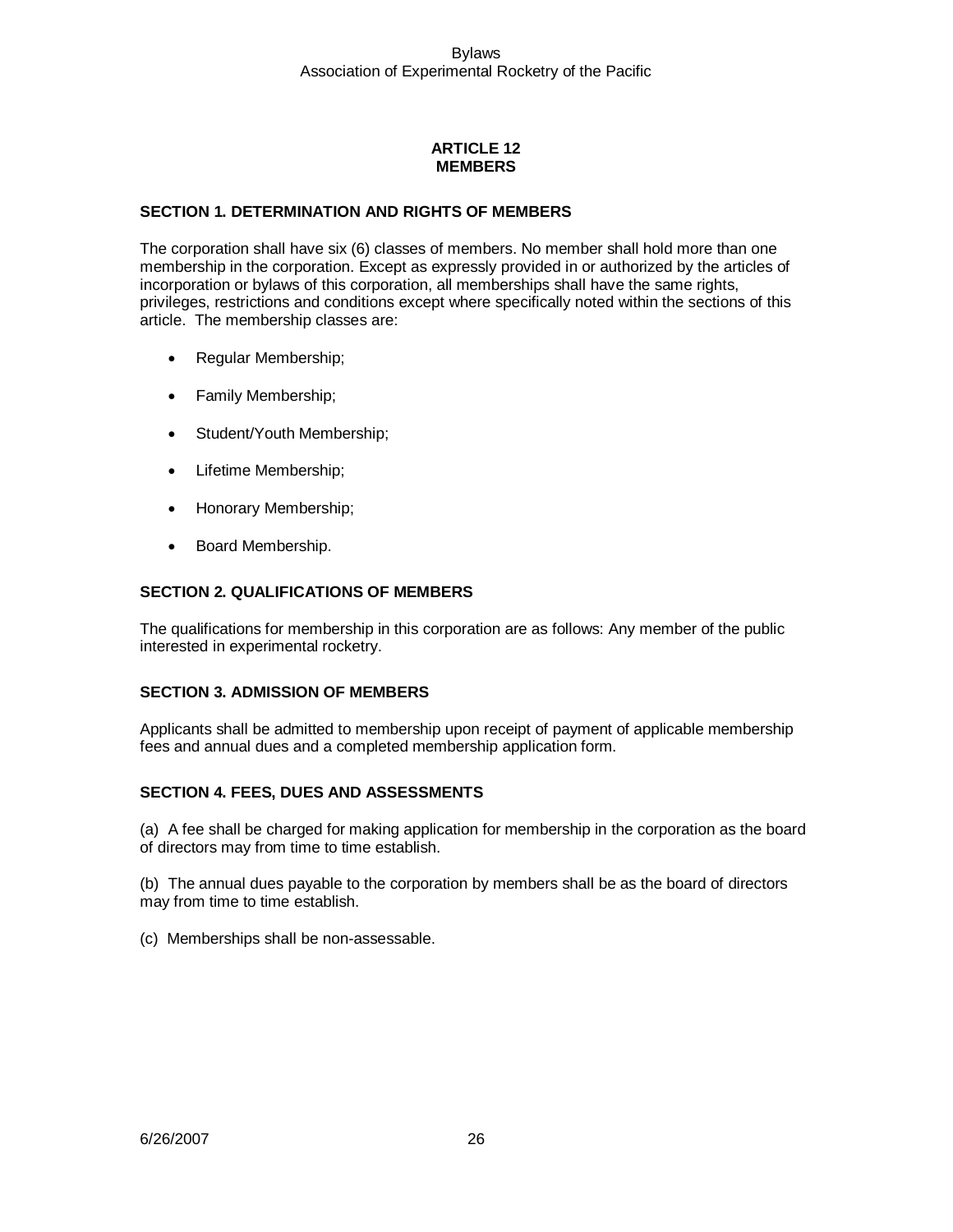# ARTICLE 12
# MEMBERS

## SECTION 1. DETERMINATION AND RIGHTS OF MEMBERS

The corporation shall have six (6) classes of members. No member shall hold more than one membership in the corporation. Except as expressly provided in or authorized by the articles of incorporation or bylaws of this corporation, all memberships shall have the same rights, privileges, restrictions and conditions except where specifically noted within the sections of this article. The membership classes are:

- Regular Membership;
- Family Membership;
- Student/Youth Membership;
- Lifetime Membership;
- Honorary Membership;
- Board Membership.

## SECTION 2. QUALIFICATIONS OF MEMBERS

The qualifications for membership in this corporation are as follows: Any member of the public interested in experimental rocketry.

## SECTION 3. ADMISSION OF MEMBERS

Applicants shall be admitted to membership upon receipt of payment of applicable membership fees and annual dues and a completed membership application form.

## SECTION 4. FEES, DUES AND ASSESSMENTS

(a) A fee shall be charged for making application for membership in the corporation as the board of directors may from time to time establish.

(b) The annual dues payable to the corporation by members shall be as the board of directors may from time to time establish.

(c) Memberships shall be non-assessable.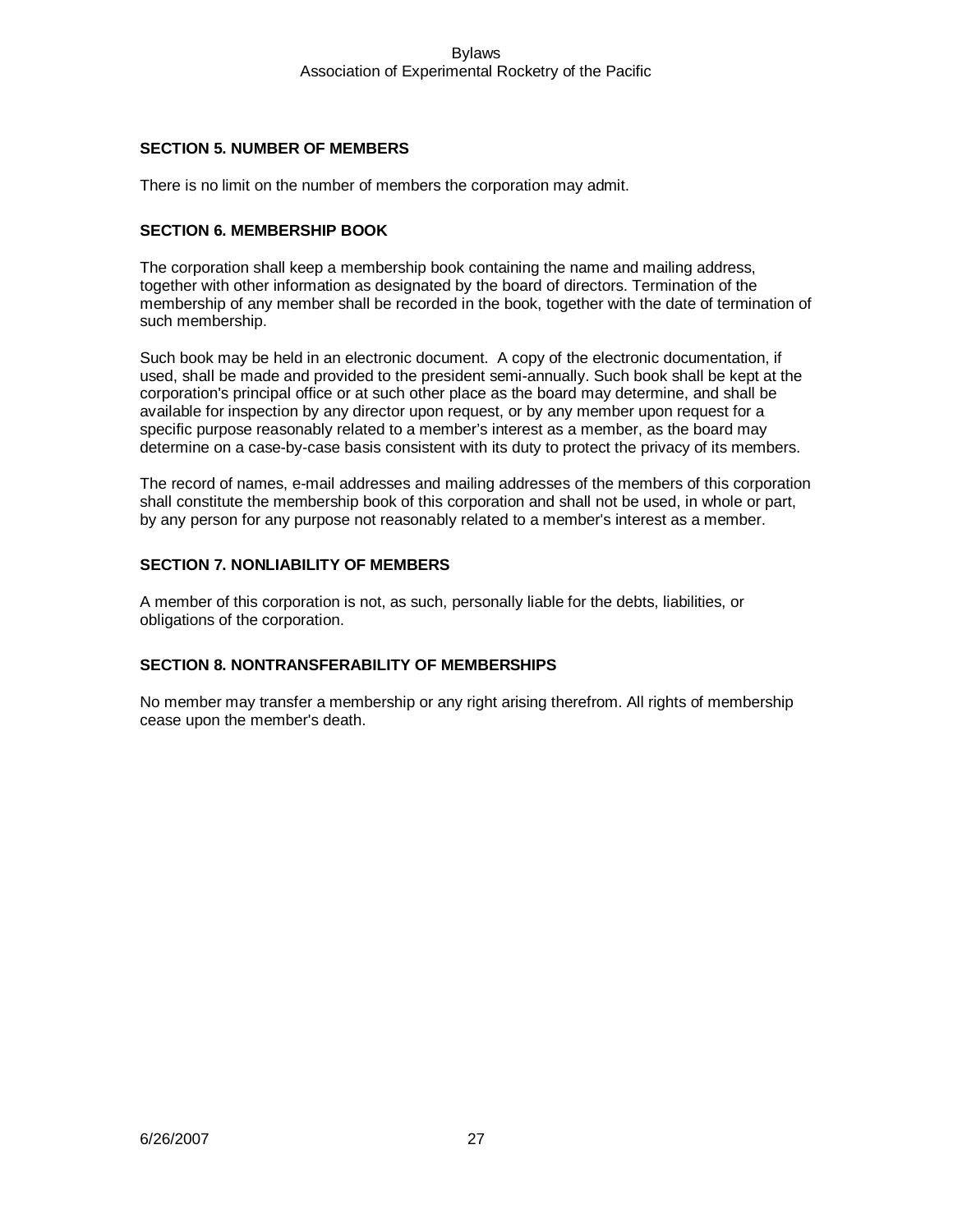### SECTION 5. NUMBER OF MEMBERS

There is no limit on the number of members the corporation may admit.

### SECTION 6. MEMBERSHIP BOOK

The corporation shall keep a membership book containing the name and mailing address, together with other information as designated by the board of directors. Termination of the membership of any member shall be recorded in the book, together with the date of termination of such membership.

Such book may be held in an electronic document. A copy of the electronic documentation, if used, shall be made and provided to the president semi-annually. Such book shall be kept at the corporation's principal office or at such other place as the board may determine, and shall be available for inspection by any director upon request, or by any member upon request for a specific purpose reasonably related to a member's interest as a member, as the board may determine on a case-by-case basis consistent with its duty to protect the privacy of its members.

The record of names, e-mail addresses and mailing addresses of the members of this corporation shall constitute the membership book of this corporation and shall not be used, in whole or part, by any person for any purpose not reasonably related to a member's interest as a member.

### SECTION 7. NONLIABILITY OF MEMBERS

A member of this corporation is not, as such, personally liable for the debts, liabilities, or obligations of the corporation.

### SECTION 8. NONTRANSFERABILITY OF MEMBERSHIPS

No member may transfer a membership or any right arising therefrom. All rights of membership cease upon the member's death.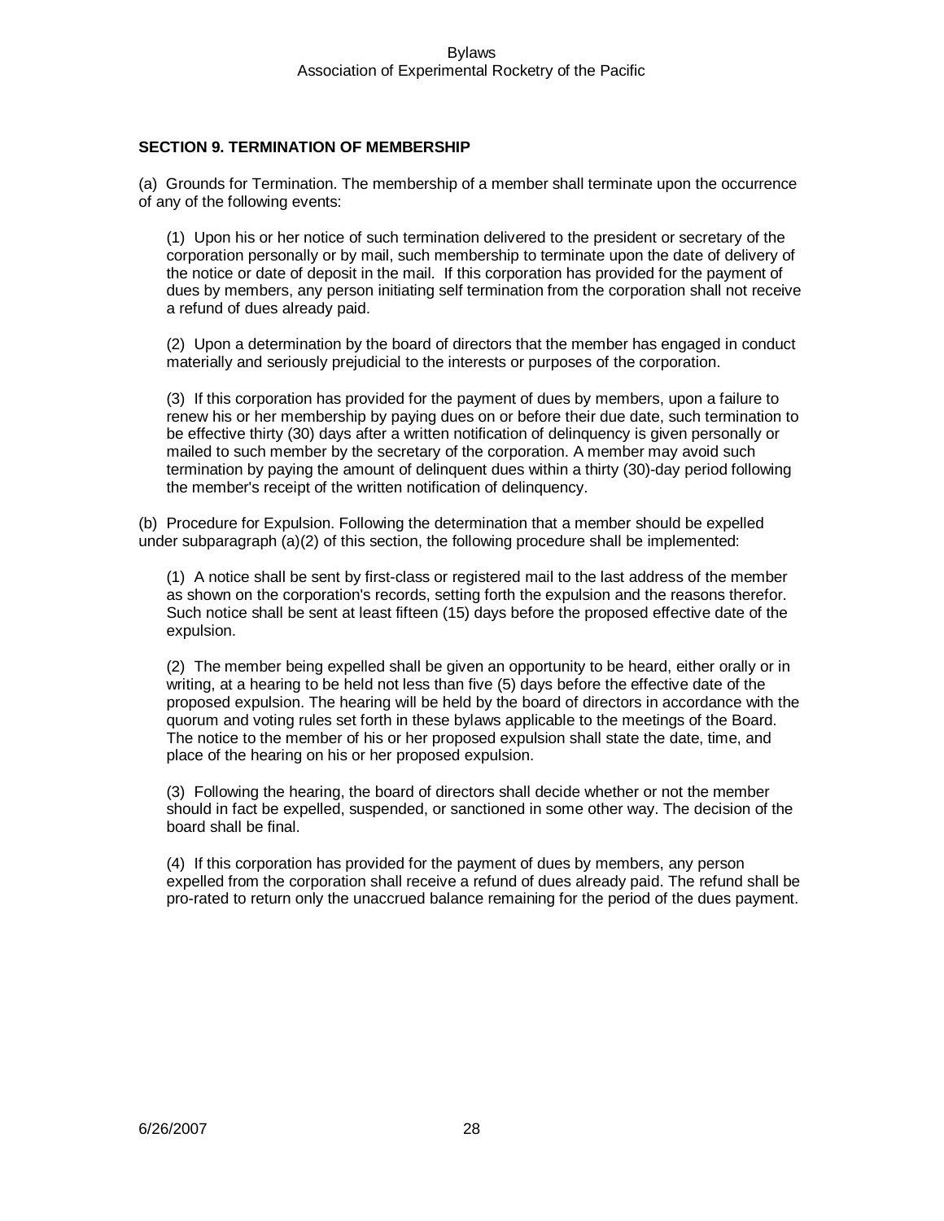## SECTION 9. TERMINATION OF MEMBERSHIP

(a) Grounds for Termination. The membership of a member shall terminate upon the occurrence of any of the following events:

(1) Upon his or her notice of such termination delivered to the president or secretary of the corporation personally or by mail, such membership to terminate upon the date of delivery of the notice or date of deposit in the mail. If this corporation has provided for the payment of dues by members, any person initiating self termination from the corporation shall not receive a refund of dues already paid.

(2) Upon a determination by the board of directors that the member has engaged in conduct materially and seriously prejudicial to the interests or purposes of the corporation.

(3) If this corporation has provided for the payment of dues by members, upon a failure to renew his or her membership by paying dues on or before their due date, such termination to be effective thirty (30) days after a written notification of delinquency is given personally or mailed to such member by the secretary of the corporation. A member may avoid such termination by paying the amount of delinquent dues within a thirty (30)-day period following the member's receipt of the written notification of delinquency.

(b) Procedure for Expulsion. Following the determination that a member should be expelled under subparagraph (a)(2) of this section, the following procedure shall be implemented:

(1) A notice shall be sent by first-class or registered mail to the last address of the member as shown on the corporation's records, setting forth the expulsion and the reasons therefor. Such notice shall be sent at least fifteen (15) days before the proposed effective date of the expulsion.

(2) The member being expelled shall be given an opportunity to be heard, either orally or in writing, at a hearing to be held not less than five (5) days before the effective date of the proposed expulsion. The hearing will be held by the board of directors in accordance with the quorum and voting rules set forth in these bylaws applicable to the meetings of the Board. The notice to the member of his or her proposed expulsion shall state the date, time, and place of the hearing on his or her proposed expulsion.

(3) Following the hearing, the board of directors shall decide whether or not the member should in fact be expelled, suspended, or sanctioned in some other way. The decision of the board shall be final.

(4) If this corporation has provided for the payment of dues by members, any person expelled from the corporation shall receive a refund of dues already paid. The refund shall be pro-rated to return only the unaccrued balance remaining for the period of the dues payment.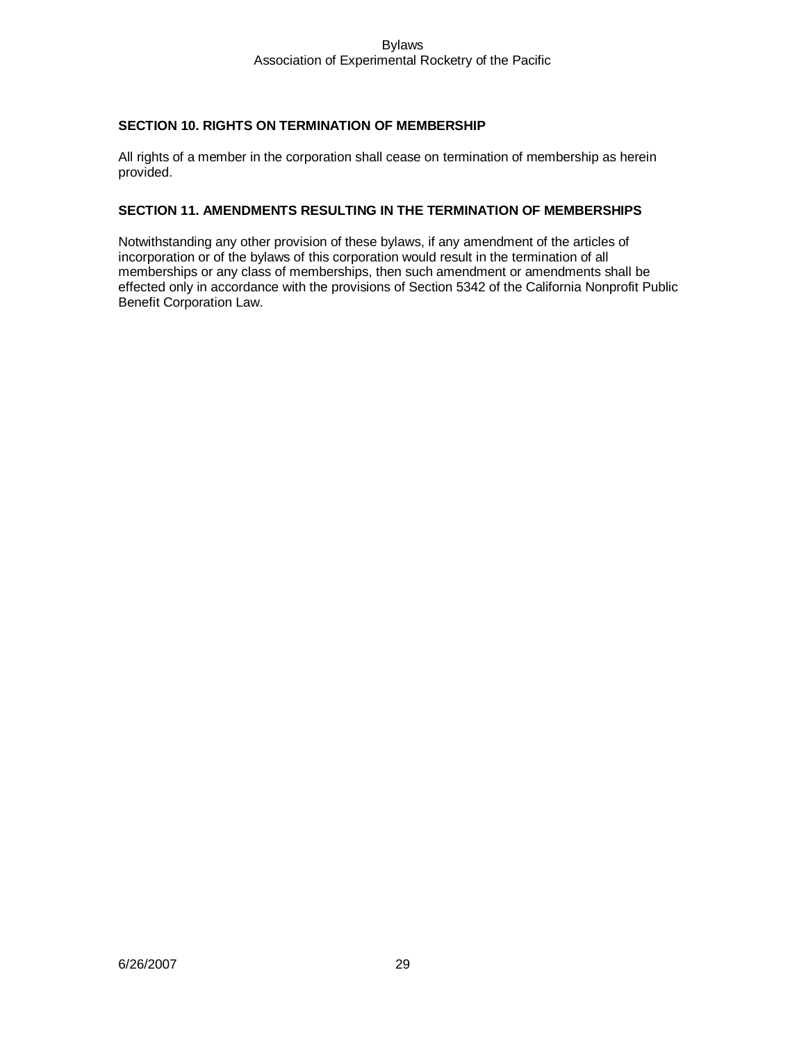### SECTION 10. RIGHTS ON TERMINATION OF MEMBERSHIP

All rights of a member in the corporation shall cease on termination of membership as herein provided.

### SECTION 11. AMENDMENTS RESULTING IN THE TERMINATION OF MEMBERSHIPS

Notwithstanding any other provision of these bylaws, if any amendment of the articles of incorporation or of the bylaws of this corporation would result in the termination of all memberships or any class of memberships, then such amendment or amendments shall be effected only in accordance with the provisions of Section 5342 of the California Nonprofit Public Benefit Corporation Law.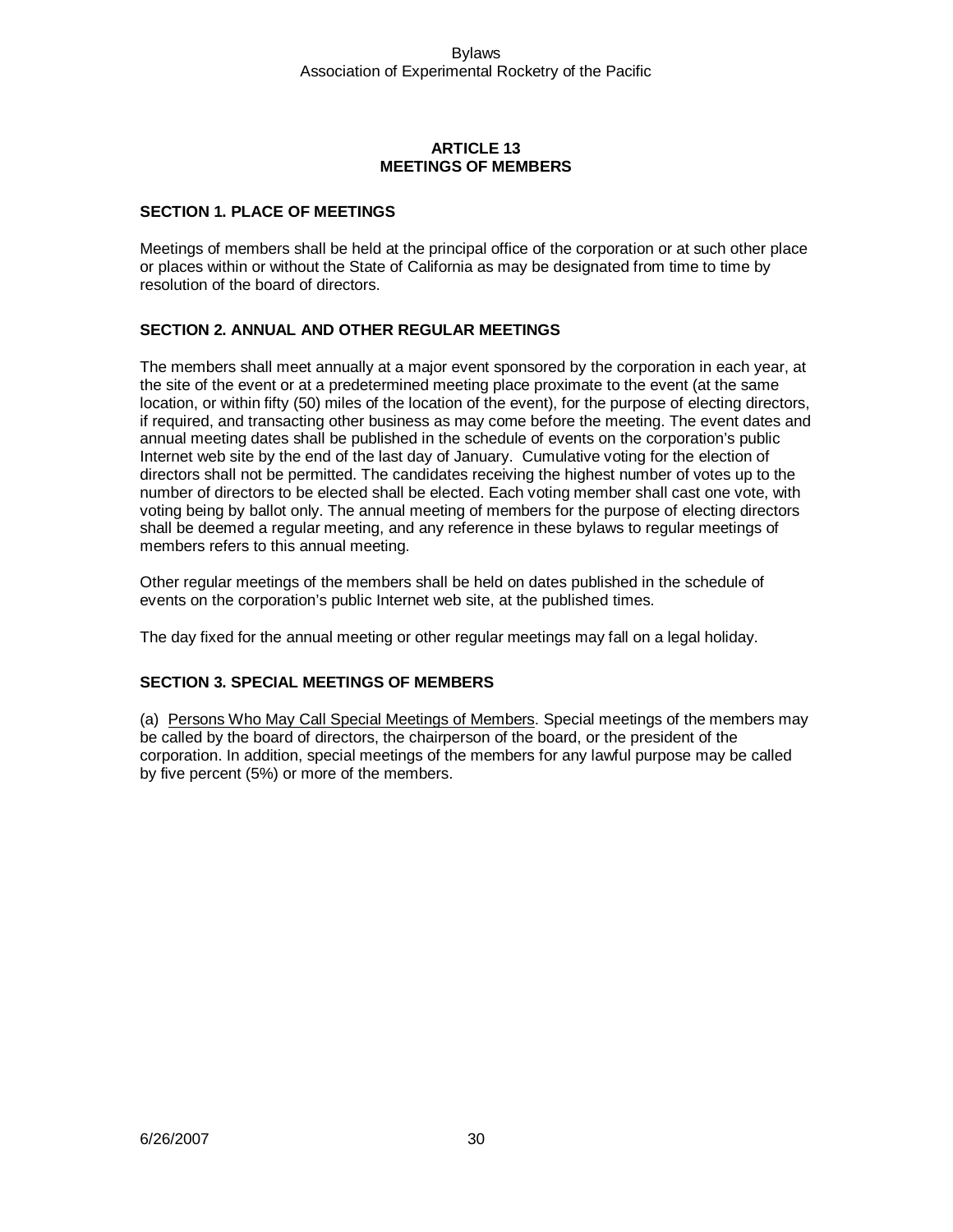## ARTICLE 13
## MEETINGS OF MEMBERS

### SECTION 1. PLACE OF MEETINGS

Meetings of members shall be held at the principal office of the corporation or at such other place or places within or without the State of California as may be designated from time to time by resolution of the board of directors.

### SECTION 2. ANNUAL AND OTHER REGULAR MEETINGS

The members shall meet annually at a major event sponsored by the corporation in each year, at the site of the event or at a predetermined meeting place proximate to the event (at the same location, or within fifty (50) miles of the location of the event), for the purpose of electing directors, if required, and transacting other business as may come before the meeting. The event dates and annual meeting dates shall be published in the schedule of events on the corporation's public Internet web site by the end of the last day of January. Cumulative voting for the election of directors shall not be permitted. The candidates receiving the highest number of votes up to the number of directors to be elected shall be elected. Each voting member shall cast one vote, with voting being by ballot only. The annual meeting of members for the purpose of electing directors shall be deemed a regular meeting, and any reference in these bylaws to regular meetings of members refers to this annual meeting.

Other regular meetings of the members shall be held on dates published in the schedule of events on the corporation's public Internet web site, at the published times.

The day fixed for the annual meeting or other regular meetings may fall on a legal holiday.

### SECTION 3. SPECIAL MEETINGS OF MEMBERS

(a) Persons Who May Call Special Meetings of Members. Special meetings of the members may be called by the board of directors, the chairperson of the board, or the president of the corporation. In addition, special meetings of the members for any lawful purpose may be called by five percent (5%) or more of the members.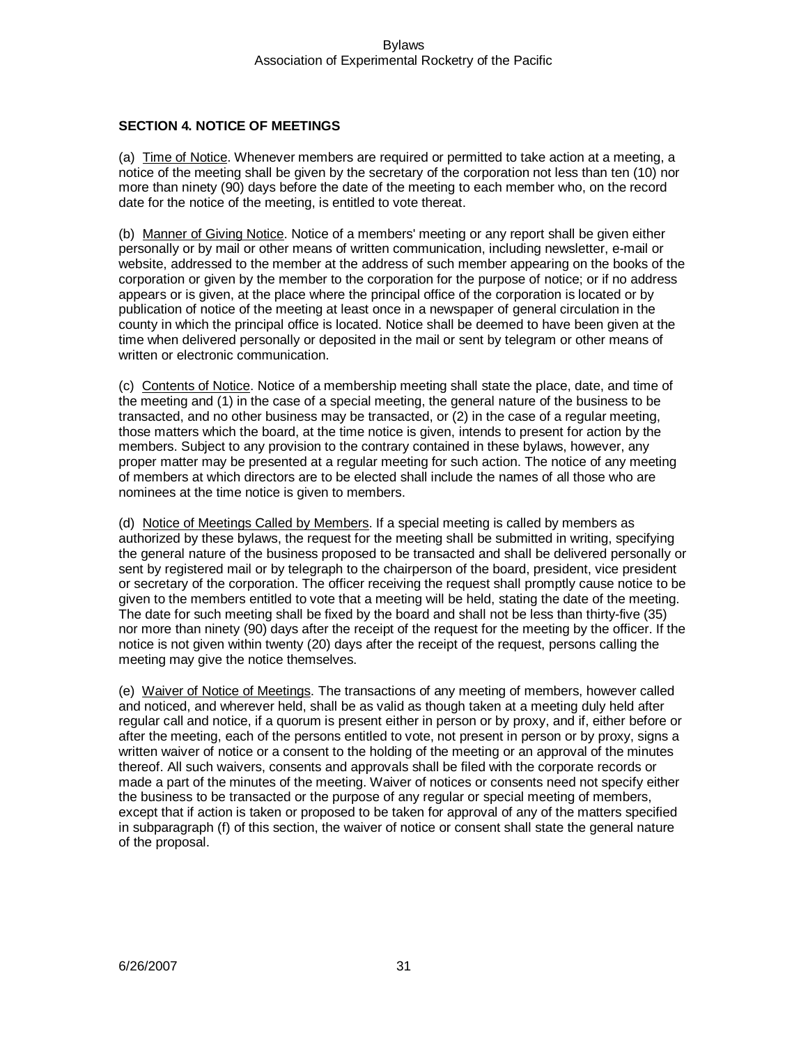### SECTION 4. NOTICE OF MEETINGS

(a) Time of Notice. Whenever members are required or permitted to take action at a meeting, a notice of the meeting shall be given by the secretary of the corporation not less than ten (10) nor more than ninety (90) days before the date of the meeting to each member who, on the record date for the notice of the meeting, is entitled to vote thereat.

(b) Manner of Giving Notice. Notice of a members' meeting or any report shall be given either personally or by mail or other means of written communication, including newsletter, e-mail or website, addressed to the member at the address of such member appearing on the books of the corporation or given by the member to the corporation for the purpose of notice; or if no address appears or is given, at the place where the principal office of the corporation is located or by publication of notice of the meeting at least once in a newspaper of general circulation in the county in which the principal office is located. Notice shall be deemed to have been given at the time when delivered personally or deposited in the mail or sent by telegram or other means of written or electronic communication.

(c) Contents of Notice. Notice of a membership meeting shall state the place, date, and time of the meeting and (1) in the case of a special meeting, the general nature of the business to be transacted, and no other business may be transacted, or (2) in the case of a regular meeting, those matters which the board, at the time notice is given, intends to present for action by the members. Subject to any provision to the contrary contained in these bylaws, however, any proper matter may be presented at a regular meeting for such action. The notice of any meeting of members at which directors are to be elected shall include the names of all those who are nominees at the time notice is given to members.

(d) Notice of Meetings Called by Members. If a special meeting is called by members as authorized by these bylaws, the request for the meeting shall be submitted in writing, specifying the general nature of the business proposed to be transacted and shall be delivered personally or sent by registered mail or by telegraph to the chairperson of the board, president, vice president or secretary of the corporation. The officer receiving the request shall promptly cause notice to be given to the members entitled to vote that a meeting will be held, stating the date of the meeting. The date for such meeting shall be fixed by the board and shall not be less than thirty-five (35) nor more than ninety (90) days after the receipt of the request for the meeting by the officer. If the notice is not given within twenty (20) days after the receipt of the request, persons calling the meeting may give the notice themselves.

(e) Waiver of Notice of Meetings. The transactions of any meeting of members, however called and noticed, and wherever held, shall be as valid as though taken at a meeting duly held after regular call and notice, if a quorum is present either in person or by proxy, and if, either before or after the meeting, each of the persons entitled to vote, not present in person or by proxy, signs a written waiver of notice or a consent to the holding of the meeting or an approval of the minutes thereof. All such waivers, consents and approvals shall be filed with the corporate records or made a part of the minutes of the meeting. Waiver of notices or consents need not specify either the business to be transacted or the purpose of any regular or special meeting of members, except that if action is taken or proposed to be taken for approval of any of the matters specified in subparagraph (f) of this section, the waiver of notice or consent shall state the general nature of the proposal.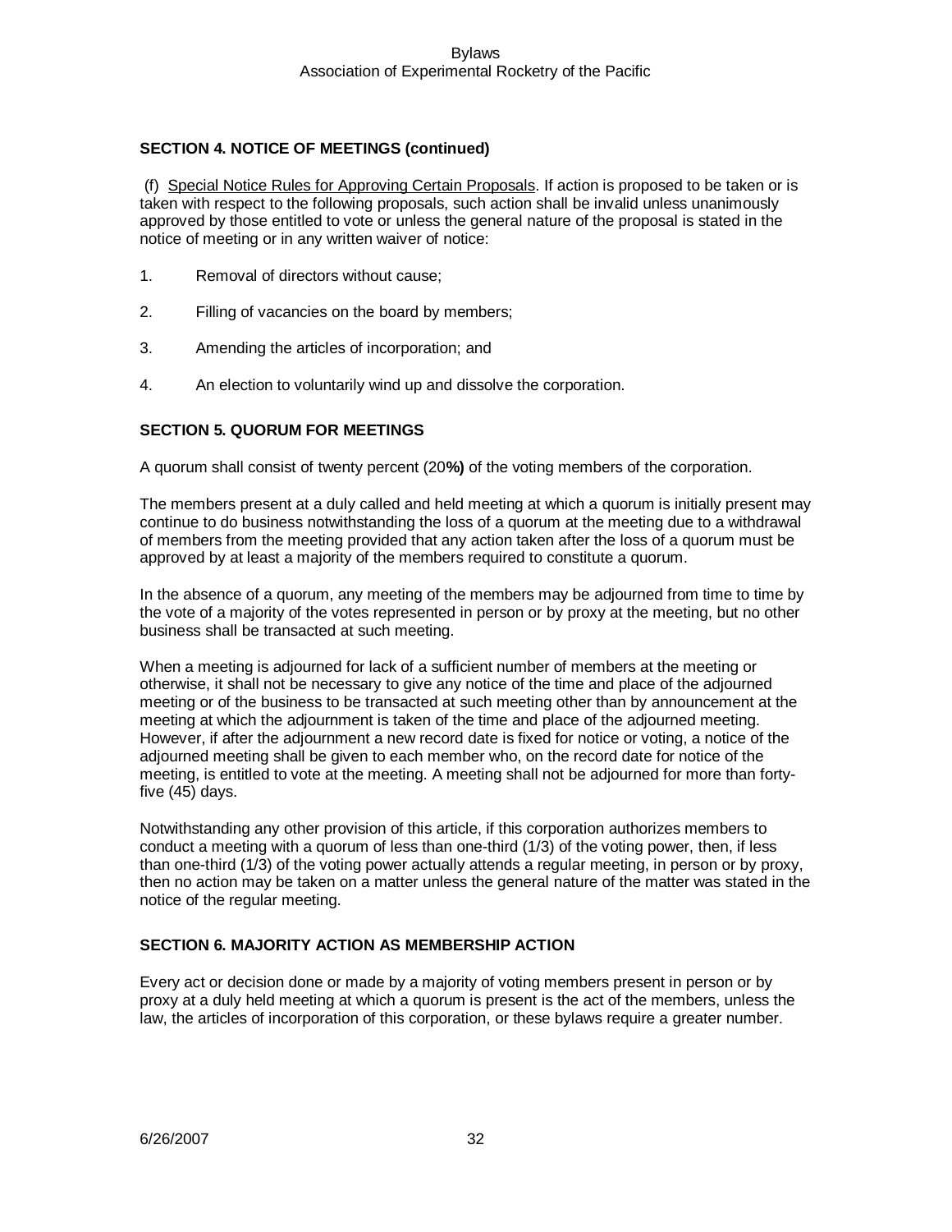### SECTION 4. NOTICE OF MEETINGS (continued)

(f) Special Notice Rules for Approving Certain Proposals. If action is proposed to be taken or is taken with respect to the following proposals, such action shall be invalid unless unanimously approved by those entitled to vote or unless the general nature of the proposal is stated in the notice of meeting or in any written waiver of notice:

1. Removal of directors without cause;
2. Filling of vacancies on the board by members;
3. Amending the articles of incorporation; and
4. An election to voluntarily wind up and dissolve the corporation.

### SECTION 5. QUORUM FOR MEETINGS

A quorum shall consist of twenty percent (20**%)** of the voting members of the corporation.

The members present at a duly called and held meeting at which a quorum is initially present may continue to do business notwithstanding the loss of a quorum at the meeting due to a withdrawal of members from the meeting provided that any action taken after the loss of a quorum must be approved by at least a majority of the members required to constitute a quorum.

In the absence of a quorum, any meeting of the members may be adjourned from time to time by the vote of a majority of the votes represented in person or by proxy at the meeting, but no other business shall be transacted at such meeting.

When a meeting is adjourned for lack of a sufficient number of members at the meeting or otherwise, it shall not be necessary to give any notice of the time and place of the adjourned meeting or of the business to be transacted at such meeting other than by announcement at the meeting at which the adjournment is taken of the time and place of the adjourned meeting. However, if after the adjournment a new record date is fixed for notice or voting, a notice of the adjourned meeting shall be given to each member who, on the record date for notice of the meeting, is entitled to vote at the meeting. A meeting shall not be adjourned for more than forty-five (45) days.

Notwithstanding any other provision of this article, if this corporation authorizes members to conduct a meeting with a quorum of less than one-third (1/3) of the voting power, then, if less than one-third (1/3) of the voting power actually attends a regular meeting, in person or by proxy, then no action may be taken on a matter unless the general nature of the matter was stated in the notice of the regular meeting.

### SECTION 6. MAJORITY ACTION AS MEMBERSHIP ACTION

Every act or decision done or made by a majority of voting members present in person or by proxy at a duly held meeting at which a quorum is present is the act of the members, unless the law, the articles of incorporation of this corporation, or these bylaws require a greater number.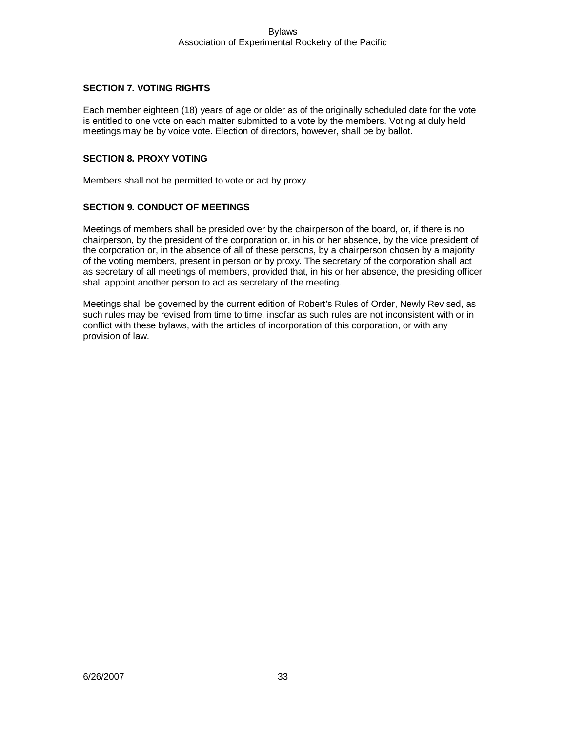### SECTION 7. VOTING RIGHTS

Each member eighteen (18) years of age or older as of the originally scheduled date for the vote is entitled to one vote on each matter submitted to a vote by the members. Voting at duly held meetings may be by voice vote. Election of directors, however, shall be by ballot.

### SECTION 8. PROXY VOTING

Members shall not be permitted to vote or act by proxy.

### SECTION 9. CONDUCT OF MEETINGS

Meetings of members shall be presided over by the chairperson of the board, or, if there is no chairperson, by the president of the corporation or, in his or her absence, by the vice president of the corporation or, in the absence of all of these persons, by a chairperson chosen by a majority of the voting members, present in person or by proxy. The secretary of the corporation shall act as secretary of all meetings of members, provided that, in his or her absence, the presiding officer shall appoint another person to act as secretary of the meeting.

Meetings shall be governed by the current edition of Robert's Rules of Order, Newly Revised, as such rules may be revised from time to time, insofar as such rules are not inconsistent with or in conflict with these bylaws, with the articles of incorporation of this corporation, or with any provision of law.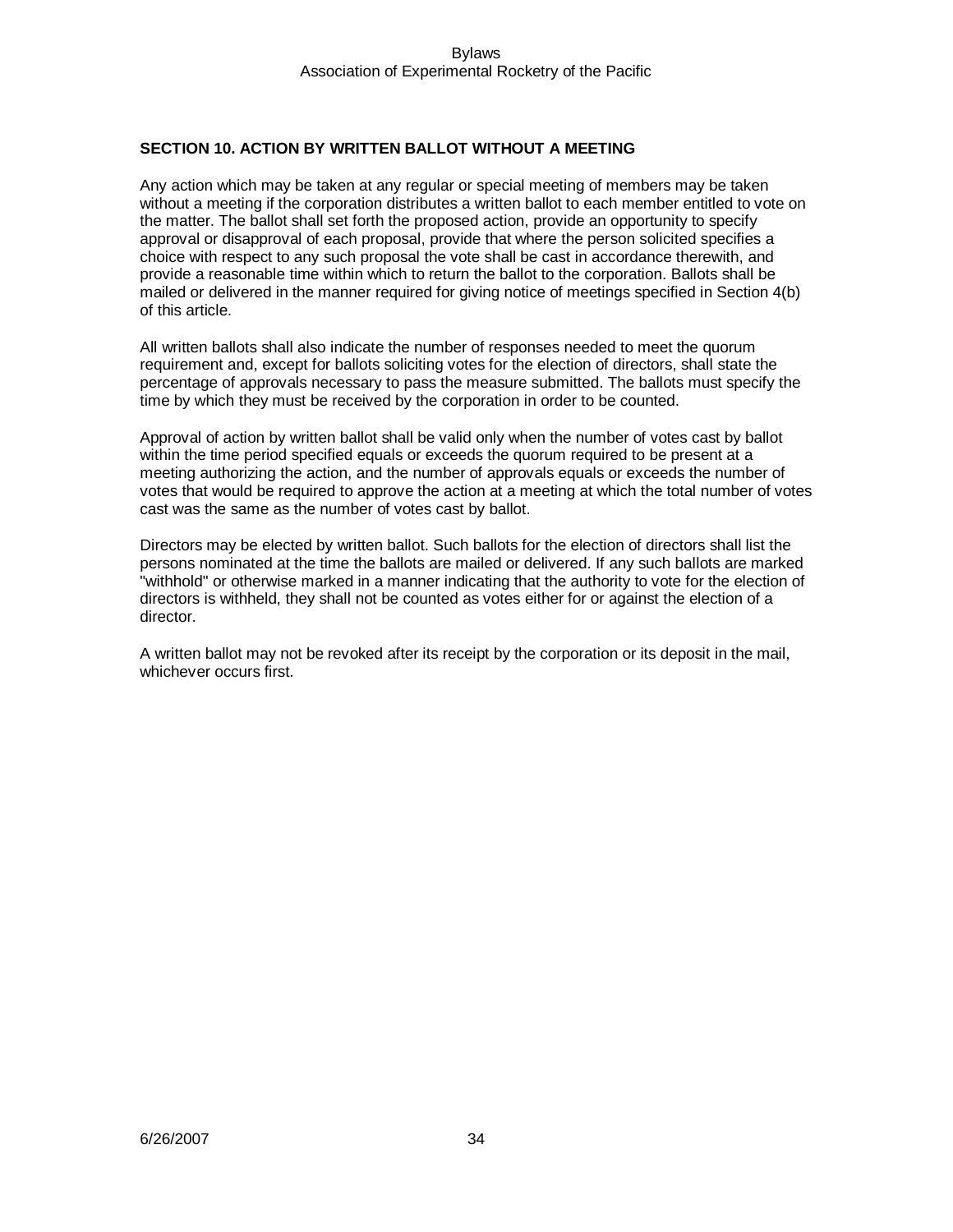### SECTION 10. ACTION BY WRITTEN BALLOT WITHOUT A MEETING

Any action which may be taken at any regular or special meeting of members may be taken without a meeting if the corporation distributes a written ballot to each member entitled to vote on the matter. The ballot shall set forth the proposed action, provide an opportunity to specify approval or disapproval of each proposal, provide that where the person solicited specifies a choice with respect to any such proposal the vote shall be cast in accordance therewith, and provide a reasonable time within which to return the ballot to the corporation. Ballots shall be mailed or delivered in the manner required for giving notice of meetings specified in Section 4(b) of this article.

All written ballots shall also indicate the number of responses needed to meet the quorum requirement and, except for ballots soliciting votes for the election of directors, shall state the percentage of approvals necessary to pass the measure submitted. The ballots must specify the time by which they must be received by the corporation in order to be counted.

Approval of action by written ballot shall be valid only when the number of votes cast by ballot within the time period specified equals or exceeds the quorum required to be present at a meeting authorizing the action, and the number of approvals equals or exceeds the number of votes that would be required to approve the action at a meeting at which the total number of votes cast was the same as the number of votes cast by ballot.

Directors may be elected by written ballot. Such ballots for the election of directors shall list the persons nominated at the time the ballots are mailed or delivered. If any such ballots are marked "withhold" or otherwise marked in a manner indicating that the authority to vote for the election of directors is withheld, they shall not be counted as votes either for or against the election of a director.

A written ballot may not be revoked after its receipt by the corporation or its deposit in the mail, whichever occurs first.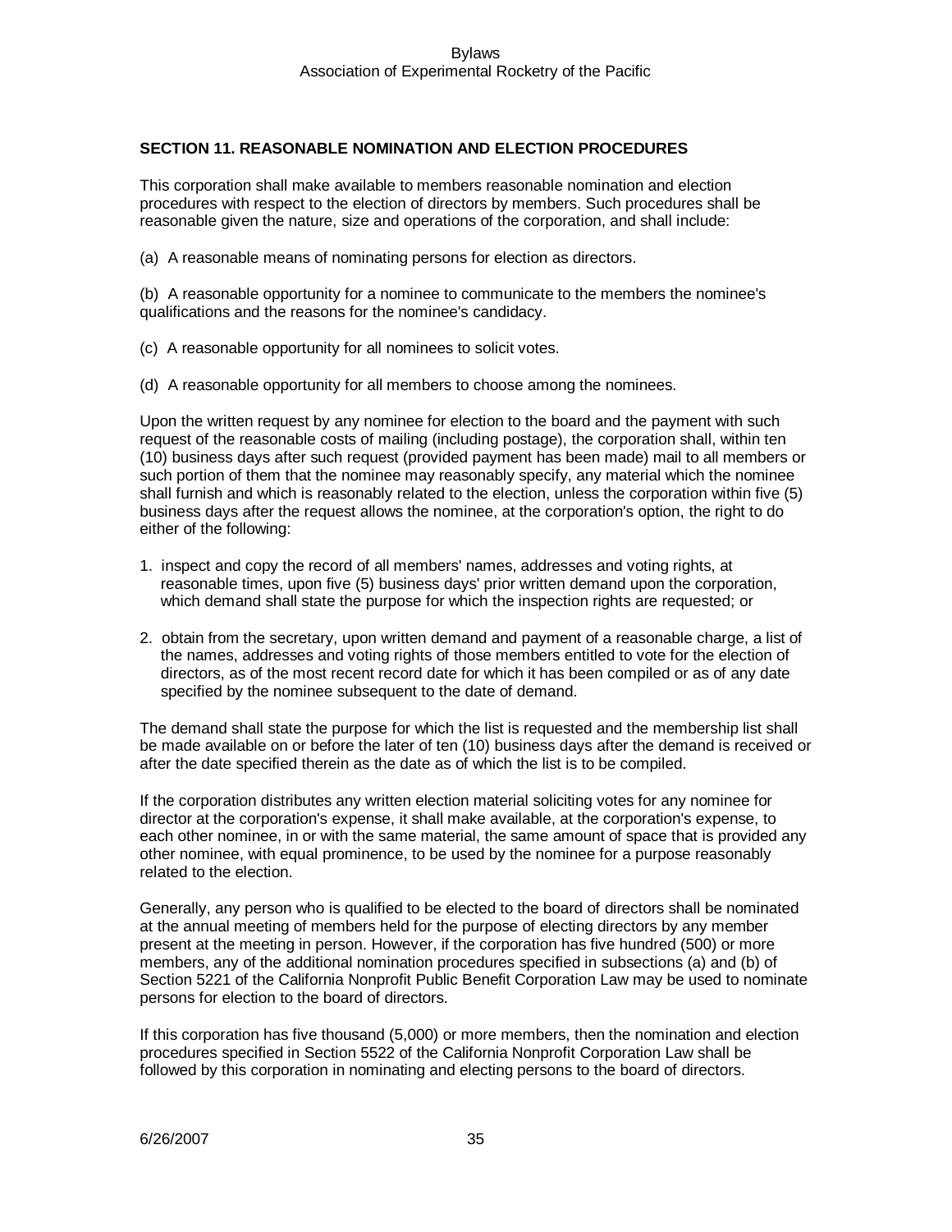### SECTION 11. REASONABLE NOMINATION AND ELECTION PROCEDURES

This corporation shall make available to members reasonable nomination and election procedures with respect to the election of directors by members. Such procedures shall be reasonable given the nature, size and operations of the corporation, and shall include:

(a) A reasonable means of nominating persons for election as directors.

(b) A reasonable opportunity for a nominee to communicate to the members the nominee's qualifications and the reasons for the nominee's candidacy.

(c) A reasonable opportunity for all nominees to solicit votes.

(d) A reasonable opportunity for all members to choose among the nominees.

Upon the written request by any nominee for election to the board and the payment with such request of the reasonable costs of mailing (including postage), the corporation shall, within ten (10) business days after such request (provided payment has been made) mail to all members or such portion of them that the nominee may reasonably specify, any material which the nominee shall furnish and which is reasonably related to the election, unless the corporation within five (5) business days after the request allows the nominee, at the corporation's option, the right to do either of the following:

1. inspect and copy the record of all members' names, addresses and voting rights, at reasonable times, upon five (5) business days' prior written demand upon the corporation, which demand shall state the purpose for which the inspection rights are requested; or

2. obtain from the secretary, upon written demand and payment of a reasonable charge, a list of the names, addresses and voting rights of those members entitled to vote for the election of directors, as of the most recent record date for which it has been compiled or as of any date specified by the nominee subsequent to the date of demand.

The demand shall state the purpose for which the list is requested and the membership list shall be made available on or before the later of ten (10) business days after the demand is received or after the date specified therein as the date as of which the list is to be compiled.

If the corporation distributes any written election material soliciting votes for any nominee for director at the corporation's expense, it shall make available, at the corporation's expense, to each other nominee, in or with the same material, the same amount of space that is provided any other nominee, with equal prominence, to be used by the nominee for a purpose reasonably related to the election.

Generally, any person who is qualified to be elected to the board of directors shall be nominated at the annual meeting of members held for the purpose of electing directors by any member present at the meeting in person. However, if the corporation has five hundred (500) or more members, any of the additional nomination procedures specified in subsections (a) and (b) of Section 5221 of the California Nonprofit Public Benefit Corporation Law may be used to nominate persons for election to the board of directors.

If this corporation has five thousand (5,000) or more members, then the nomination and election procedures specified in Section 5522 of the California Nonprofit Corporation Law shall be followed by this corporation in nominating and electing persons to the board of directors.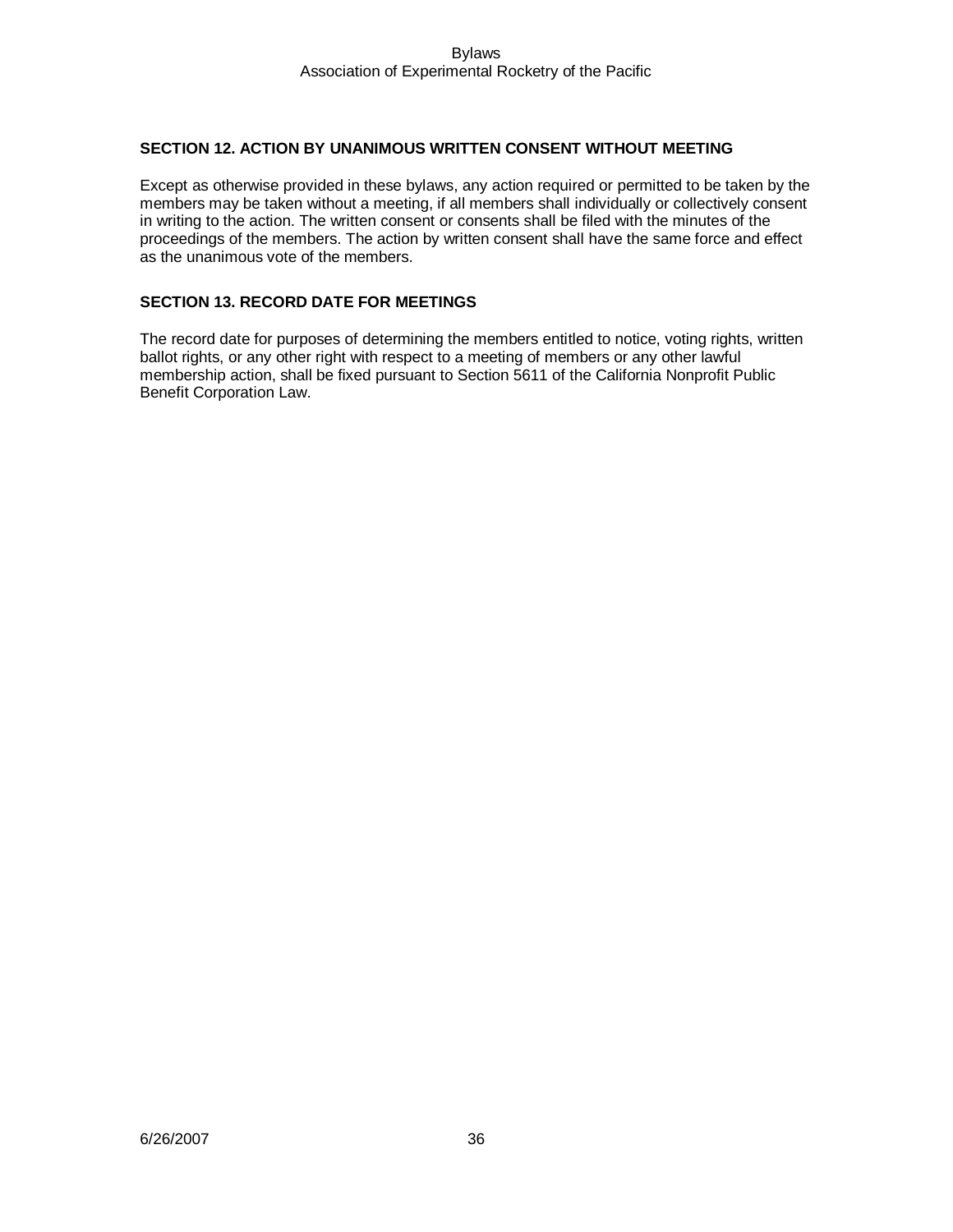### SECTION 12. ACTION BY UNANIMOUS WRITTEN CONSENT WITHOUT MEETING

Except as otherwise provided in these bylaws, any action required or permitted to be taken by the members may be taken without a meeting, if all members shall individually or collectively consent in writing to the action. The written consent or consents shall be filed with the minutes of the proceedings of the members. The action by written consent shall have the same force and effect as the unanimous vote of the members.

### SECTION 13. RECORD DATE FOR MEETINGS

The record date for purposes of determining the members entitled to notice, voting rights, written ballot rights, or any other right with respect to a meeting of members or any other lawful membership action, shall be fixed pursuant to Section 5611 of the California Nonprofit Public Benefit Corporation Law.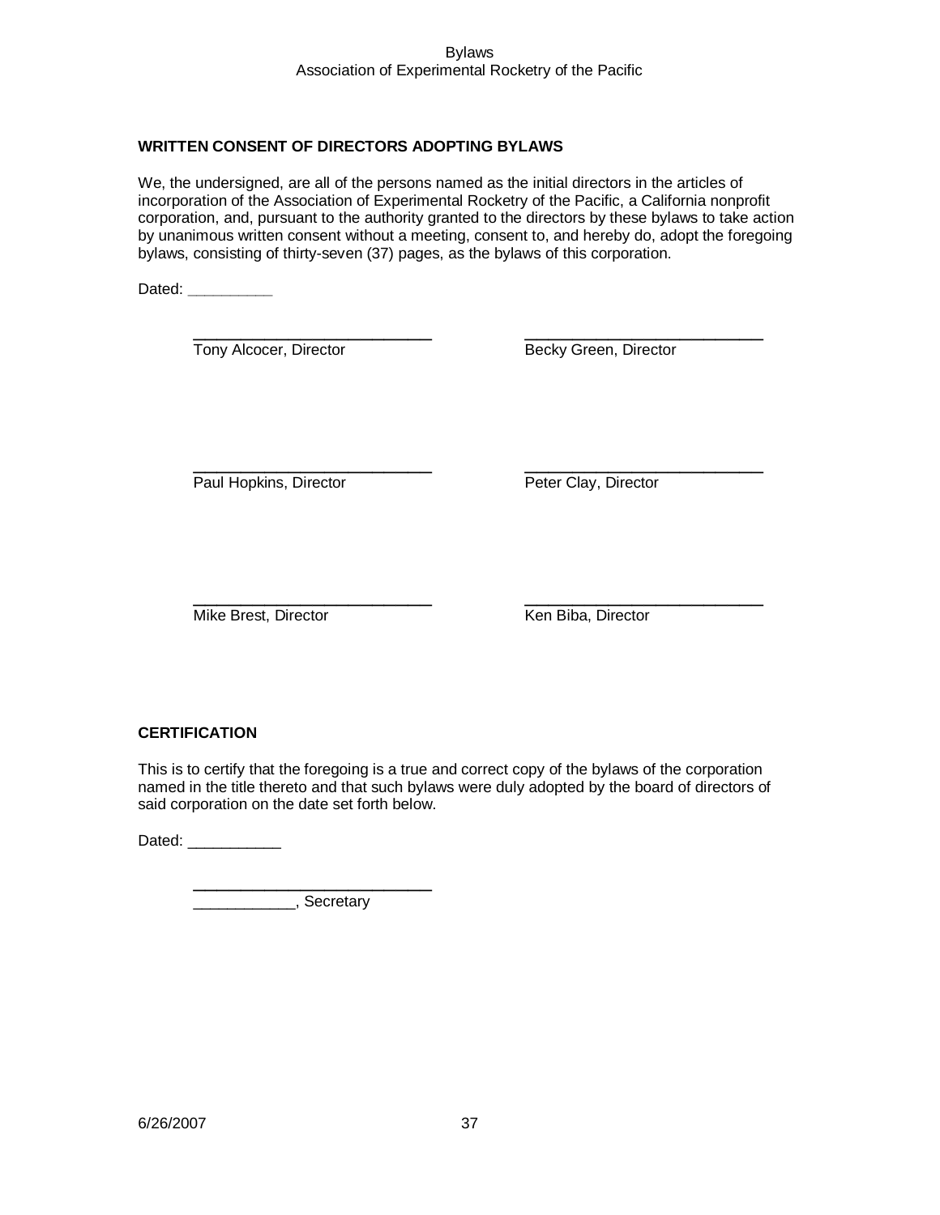**WRITTEN CONSENT OF DIRECTORS ADOPTING BYLAWS**

We, the undersigned, are all of the persons named as the initial directors in the articles of incorporation of the Association of Experimental Rocketry of the Pacific, a California nonprofit corporation, and, pursuant to the authority granted to the directors by these bylaws to take action by unanimous written consent without a meeting, consent to, and hereby do, adopt the foregoing bylaws, consisting of thirty-seven (37) pages, as the bylaws of this corporation.

Dated: __________

_____________________________
Tony Alcocer, Director

_____________________________
Becky Green, Director

_____________________________
Paul Hopkins, Director

_____________________________
Peter Clay, Director

_____________________________
Mike Brest, Director

_____________________________
Ken Biba, Director

**CERTIFICATION**

This is to certify that the foregoing is a true and correct copy of the bylaws of the corporation named in the title thereto and that such bylaws were duly adopted by the board of directors of said corporation on the date set forth below.

Dated: ___________

_____________________________
____________, Secretary

6/26/2007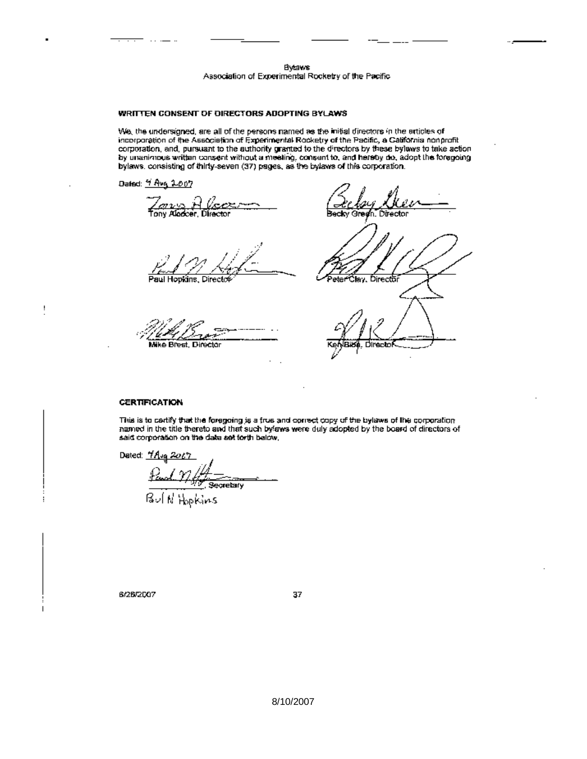## WRITTEN CONSENT OF DIRECTORS ADOPTING BYLAWS

We, the undersigned, are all of the persons named as the initial directors in the articles of incorporation of the Association of Experimental Rocketry of the Pacific, a California nonprofit corporation, and, pursuant to the authority granted to the directors by these bylaws to take action by unanimous written consent without a meeting, consent to, and hereby do, adopt the foregoing bylaws, consisting of thirty-seven (37) pages, as the bylaws of this corporation.

Dated: 4 Aug 2007

Tony Alcocer, Director

Becky Green, Director

Paul Hopkins, Director

Peter Clay, Director

Mike Brest, Director

Ken Biba, Director

## CERTIFICATION

This is to certify that the foregoing is a true and correct copy of the bylaws of the corporation named in the title thereto and that such bylaws were duly adopted by the board of directors of said corporation on the date set forth below.

Dated: 4 Aug 2007

________________, Secretary

Paul N Hopkins

6/28/2007

8/10/2007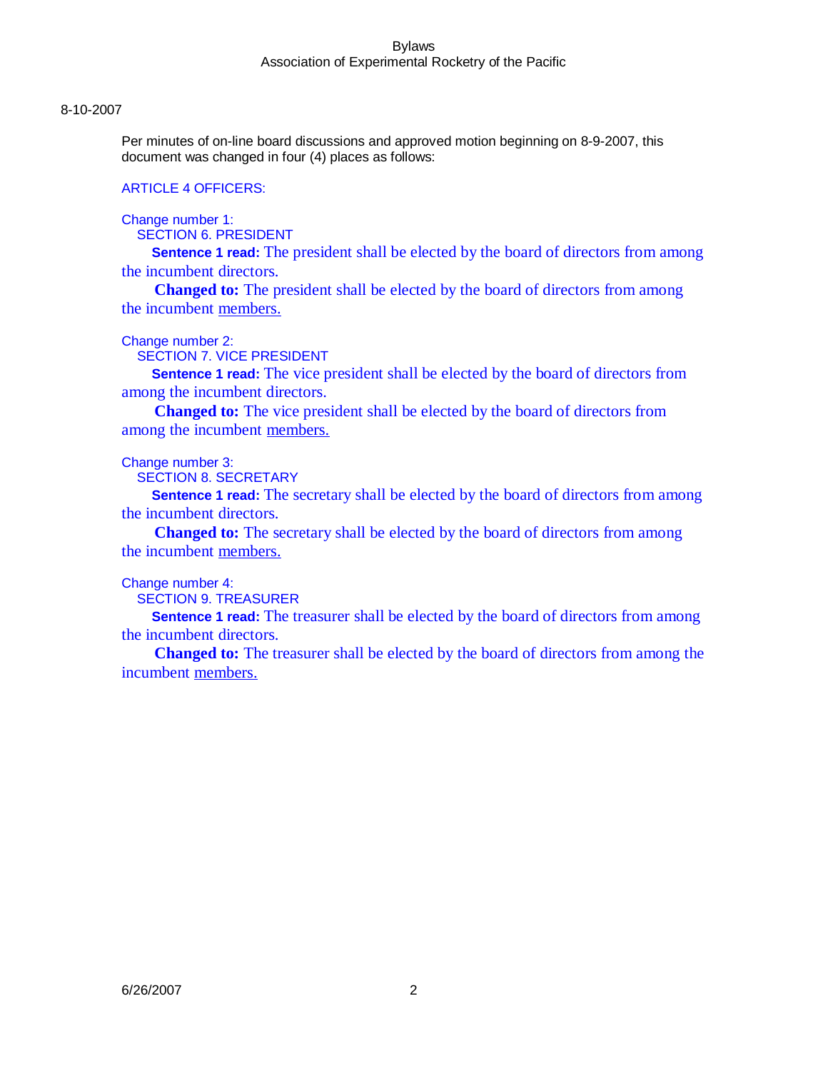8-10-2007

Per minutes of on-line board discussions and approved motion beginning on 8-9-2007, this document was changed in four (4) places as follows:

ARTICLE 4 OFFICERS:

Change number 1:
SECTION 6. PRESIDENT

**Sentence 1 read:** The president shall be elected by the board of directors from among the incumbent directors.

**Changed to:** The president shall be elected by the board of directors from among the incumbent <u>members.</u>

Change number 2:
SECTION 7. VICE PRESIDENT

**Sentence 1 read:** The vice president shall be elected by the board of directors from among the incumbent directors.

**Changed to:** The vice president shall be elected by the board of directors from among the incumbent <u>members.</u>

Change number 3:
SECTION 8. SECRETARY

**Sentence 1 read:** The secretary shall be elected by the board of directors from among the incumbent directors.

**Changed to:** The secretary shall be elected by the board of directors from among the incumbent <u>members.</u>

Change number 4:
SECTION 9. TREASURER

**Sentence 1 read:** The treasurer shall be elected by the board of directors from among the incumbent directors.

**Changed to:** The treasurer shall be elected by the board of directors from among the incumbent <u>members.</u>